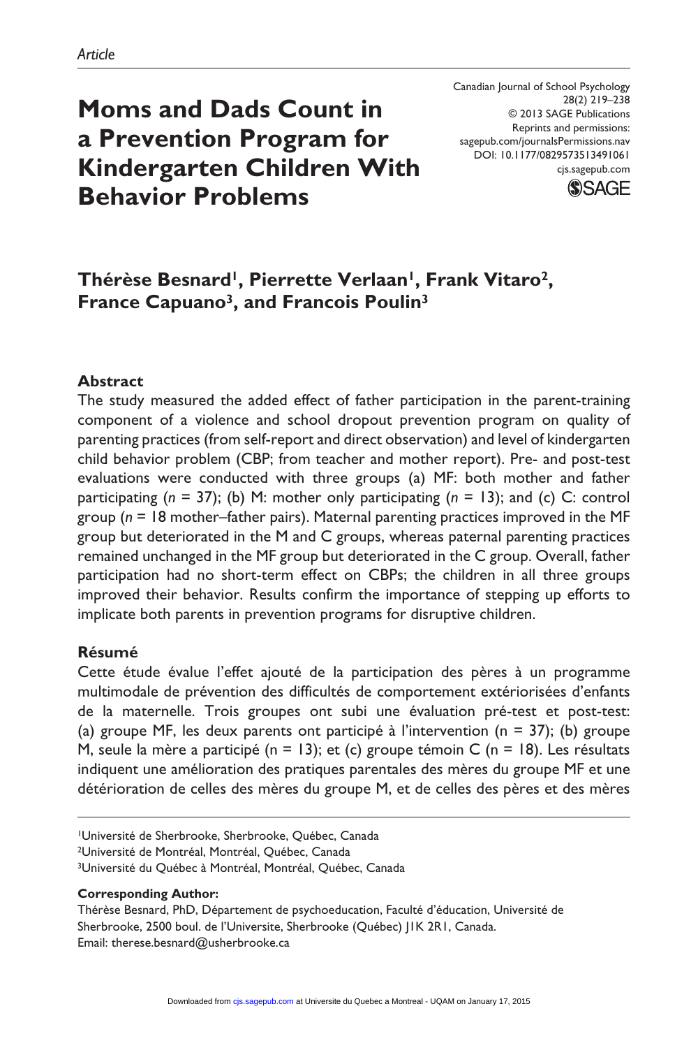Article

# Moms and Dads Count in a Prevention Program for Kindergarten Children With Behavior Problems

Canadian Journal of School Psychology
28(2) 219–238
© 2013 SAGE Publications
Reprints and permissions:
sagepub.com/journalsPermissions.nav
DOI: 10.1177/0829573513491061
cjs.sagepub.com

**Thérèse Besnard[1], Pierrette Verlaan[1], Frank Vitaro[2], France Capuano[3], and Francois Poulin[3]**

## Abstract

The study measured the added effect of father participation in the parent-training component of a violence and school dropout prevention program on quality of parenting practices (from self-report and direct observation) and level of kindergarten child behavior problem (CBP; from teacher and mother report). Pre- and post-test evaluations were conducted with three groups (a) MF: both mother and father participating (*n* = 37); (b) M: mother only participating (*n* = 13); and (c) C: control group (*n* = 18 mother–father pairs). Maternal parenting practices improved in the MF group but deteriorated in the M and C groups, whereas paternal parenting practices remained unchanged in the MF group but deteriorated in the C group. Overall, father participation had no short-term effect on CBPs; the children in all three groups improved their behavior. Results confirm the importance of stepping up efforts to implicate both parents in prevention programs for disruptive children.

## Résumé

Cette étude évalue l'effet ajouté de la participation des pères à un programme multimodale de prévention des difficultés de comportement extériorisées d'enfants de la maternelle. Trois groupes ont subi une évaluation pré-test et post-test: (a) groupe MF, les deux parents ont participé à l'intervention (n = 37); (b) groupe M, seule la mère a participé (n = 13); et (c) groupe témoin C (n = 18). Les résultats indiquent une amélioration des pratiques parentales des mères du groupe MF et une détérioration de celles des mères du groupe M, et de celles des pères et des mères

[1]Université de Sherbrooke, Sherbrooke, Québec, Canada
[2]Université de Montréal, Montréal, Québec, Canada
[3]Université du Québec à Montréal, Montréal, Québec, Canada

**Corresponding Author:**
Thérèse Besnard, PhD, Département de psychoeducation, Faculté d'éducation, Université de Sherbrooke, 2500 boul. de l'Universite, Sherbrooke (Québec) J1K 2R1, Canada.
Email: therese.besnard@usherbrooke.ca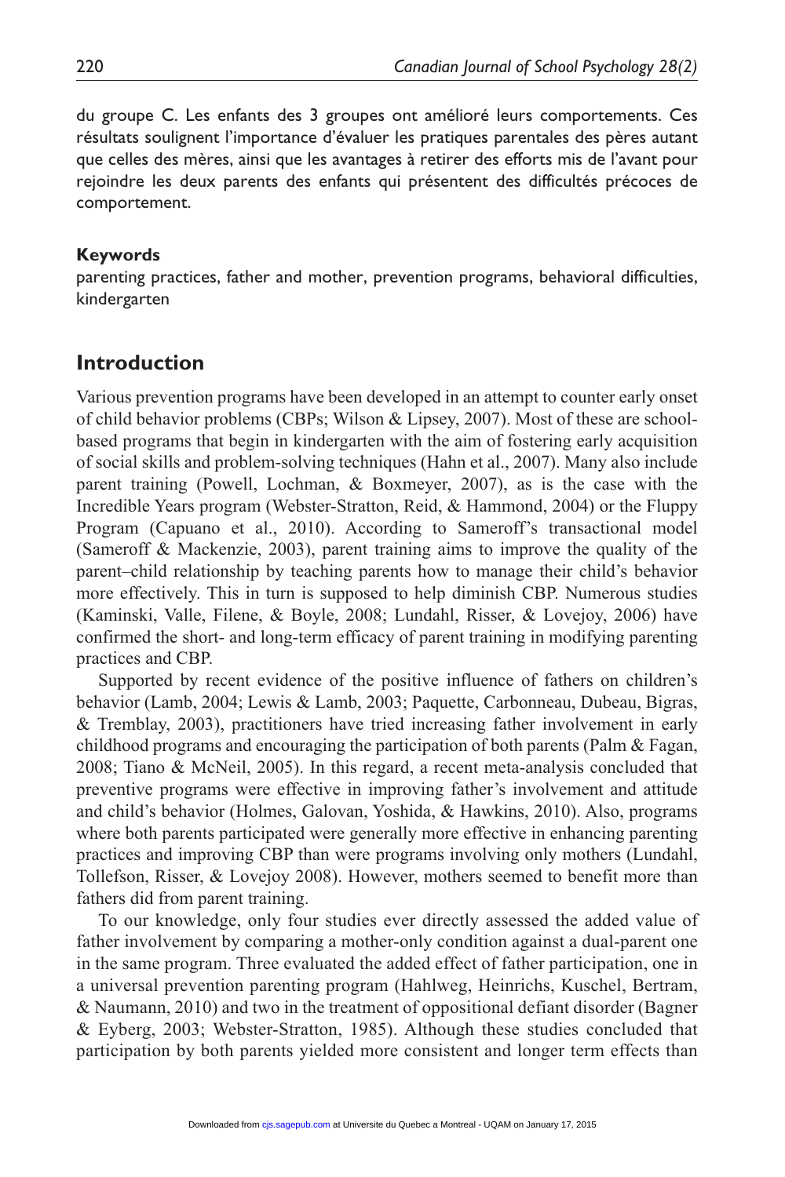du groupe C. Les enfants des 3 groupes ont amélioré leurs comportements. Ces résultats soulignent l'importance d'évaluer les pratiques parentales des pères autant que celles des mères, ainsi que les avantages à retirer des efforts mis de l'avant pour rejoindre les deux parents des enfants qui présentent des difficultés précoces de comportement.

**Keywords**

parenting practices, father and mother, prevention programs, behavioral difficulties, kindergarten

## Introduction

Various prevention programs have been developed in an attempt to counter early onset of child behavior problems (CBPs; Wilson & Lipsey, 2007). Most of these are school-based programs that begin in kindergarten with the aim of fostering early acquisition of social skills and problem-solving techniques (Hahn et al., 2007). Many also include parent training (Powell, Lochman, & Boxmeyer, 2007), as is the case with the Incredible Years program (Webster-Stratton, Reid, & Hammond, 2004) or the Fluppy Program (Capuano et al., 2010). According to Sameroff's transactional model (Sameroff & Mackenzie, 2003), parent training aims to improve the quality of the parent–child relationship by teaching parents how to manage their child's behavior more effectively. This in turn is supposed to help diminish CBP. Numerous studies (Kaminski, Valle, Filene, & Boyle, 2008; Lundahl, Risser, & Lovejoy, 2006) have confirmed the short- and long-term efficacy of parent training in modifying parenting practices and CBP.

Supported by recent evidence of the positive influence of fathers on children's behavior (Lamb, 2004; Lewis & Lamb, 2003; Paquette, Carbonneau, Dubeau, Bigras, & Tremblay, 2003), practitioners have tried increasing father involvement in early childhood programs and encouraging the participation of both parents (Palm & Fagan, 2008; Tiano & McNeil, 2005). In this regard, a recent meta-analysis concluded that preventive programs were effective in improving father's involvement and attitude and child's behavior (Holmes, Galovan, Yoshida, & Hawkins, 2010). Also, programs where both parents participated were generally more effective in enhancing parenting practices and improving CBP than were programs involving only mothers (Lundahl, Tollefson, Risser, & Lovejoy 2008). However, mothers seemed to benefit more than fathers did from parent training.

To our knowledge, only four studies ever directly assessed the added value of father involvement by comparing a mother-only condition against a dual-parent one in the same program. Three evaluated the added effect of father participation, one in a universal prevention parenting program (Hahlweg, Heinrichs, Kuschel, Bertram, & Naumann, 2010) and two in the treatment of oppositional defiant disorder (Bagner & Eyberg, 2003; Webster-Stratton, 1985). Although these studies concluded that participation by both parents yielded more consistent and longer term effects than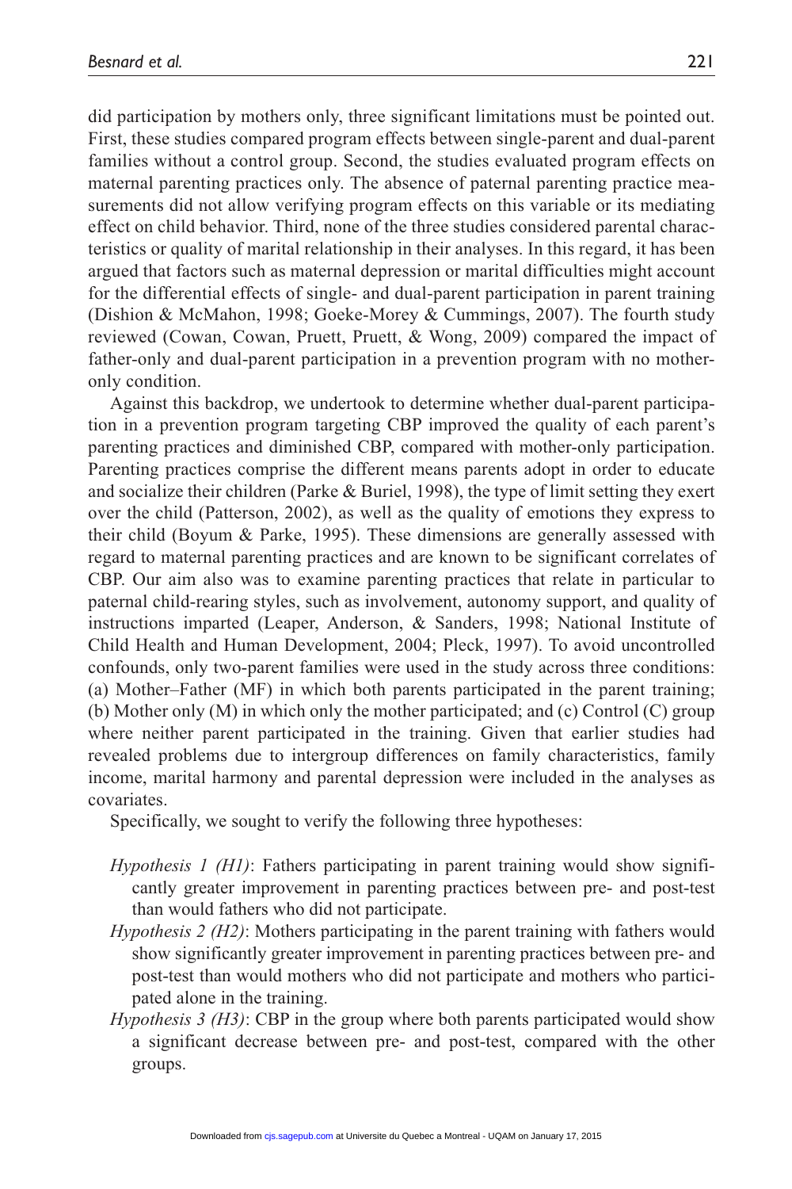did participation by mothers only, three significant limitations must be pointed out. First, these studies compared program effects between single-parent and dual-parent families without a control group. Second, the studies evaluated program effects on maternal parenting practices only. The absence of paternal parenting practice measurements did not allow verifying program effects on this variable or its mediating effect on child behavior. Third, none of the three studies considered parental characteristics or quality of marital relationship in their analyses. In this regard, it has been argued that factors such as maternal depression or marital difficulties might account for the differential effects of single- and dual-parent participation in parent training (Dishion & McMahon, 1998; Goeke-Morey & Cummings, 2007). The fourth study reviewed (Cowan, Cowan, Pruett, Pruett, & Wong, 2009) compared the impact of father-only and dual-parent participation in a prevention program with no mother-only condition.

Against this backdrop, we undertook to determine whether dual-parent participation in a prevention program targeting CBP improved the quality of each parent's parenting practices and diminished CBP, compared with mother-only participation. Parenting practices comprise the different means parents adopt in order to educate and socialize their children (Parke & Buriel, 1998), the type of limit setting they exert over the child (Patterson, 2002), as well as the quality of emotions they express to their child (Boyum & Parke, 1995). These dimensions are generally assessed with regard to maternal parenting practices and are known to be significant correlates of CBP. Our aim also was to examine parenting practices that relate in particular to paternal child-rearing styles, such as involvement, autonomy support, and quality of instructions imparted (Leaper, Anderson, & Sanders, 1998; National Institute of Child Health and Human Development, 2004; Pleck, 1997). To avoid uncontrolled confounds, only two-parent families were used in the study across three conditions: (a) Mother–Father (MF) in which both parents participated in the parent training; (b) Mother only (M) in which only the mother participated; and (c) Control (C) group where neither parent participated in the training. Given that earlier studies had revealed problems due to intergroup differences on family characteristics, family income, marital harmony and parental depression were included in the analyses as covariates.

Specifically, we sought to verify the following three hypotheses:

*Hypothesis 1 (H1)*: Fathers participating in parent training would show significantly greater improvement in parenting practices between pre- and post-test than would fathers who did not participate.

*Hypothesis 2 (H2)*: Mothers participating in the parent training with fathers would show significantly greater improvement in parenting practices between pre- and post-test than would mothers who did not participate and mothers who participated alone in the training.

*Hypothesis 3 (H3)*: CBP in the group where both parents participated would show a significant decrease between pre- and post-test, compared with the other groups.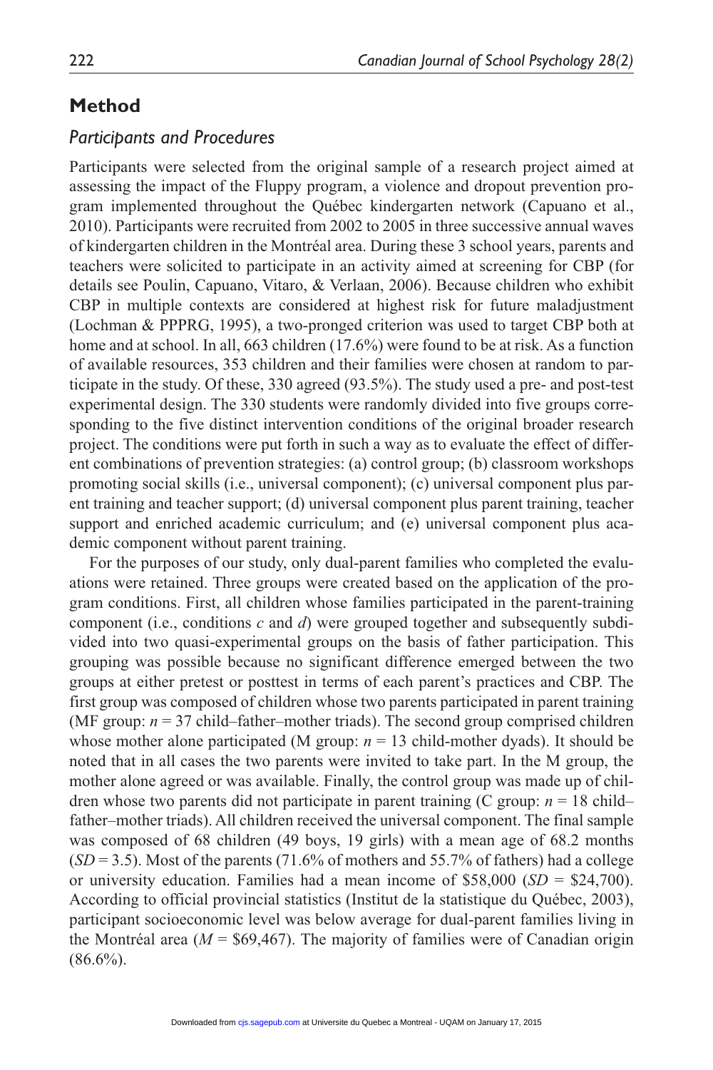## Method

### *Participants and Procedures*

Participants were selected from the original sample of a research project aimed at assessing the impact of the Fluppy program, a violence and dropout prevention program implemented throughout the Québec kindergarten network (Capuano et al., 2010). Participants were recruited from 2002 to 2005 in three successive annual waves of kindergarten children in the Montréal area. During these 3 school years, parents and teachers were solicited to participate in an activity aimed at screening for CBP (for details see Poulin, Capuano, Vitaro, & Verlaan, 2006). Because children who exhibit CBP in multiple contexts are considered at highest risk for future maladjustment (Lochman & PPPRG, 1995), a two-pronged criterion was used to target CBP both at home and at school. In all, 663 children (17.6%) were found to be at risk. As a function of available resources, 353 children and their families were chosen at random to participate in the study. Of these, 330 agreed (93.5%). The study used a pre- and post-test experimental design. The 330 students were randomly divided into five groups corresponding to the five distinct intervention conditions of the original broader research project. The conditions were put forth in such a way as to evaluate the effect of different combinations of prevention strategies: (a) control group; (b) classroom workshops promoting social skills (i.e., universal component); (c) universal component plus parent training and teacher support; (d) universal component plus parent training, teacher support and enriched academic curriculum; and (e) universal component plus academic component without parent training.

For the purposes of our study, only dual-parent families who completed the evaluations were retained. Three groups were created based on the application of the program conditions. First, all children whose families participated in the parent-training component (i.e., conditions *c* and *d*) were grouped together and subsequently subdivided into two quasi-experimental groups on the basis of father participation. This grouping was possible because no significant difference emerged between the two groups at either pretest or posttest in terms of each parent's practices and CBP. The first group was composed of children whose two parents participated in parent training (MF group: $n = 37$ child–father–mother triads). The second group comprised children whose mother alone participated (M group: $n = 13$ child-mother dyads). It should be noted that in all cases the two parents were invited to take part. In the M group, the mother alone agreed or was available. Finally, the control group was made up of children whose two parents did not participate in parent training (C group: $n = 18$ child–father–mother triads). All children received the universal component. The final sample was composed of 68 children (49 boys, 19 girls) with a mean age of 68.2 months ($SD = 3.5$). Most of the parents (71.6% of mothers and 55.7% of fathers) had a college or university education. Families had a mean income of \$58,000 ($SD$ = \$24,700). According to official provincial statistics (Institut de la statistique du Québec, 2003), participant socioeconomic level was below average for dual-parent families living in the Montréal area ($M$ = \$69,467). The majority of families were of Canadian origin (86.6%).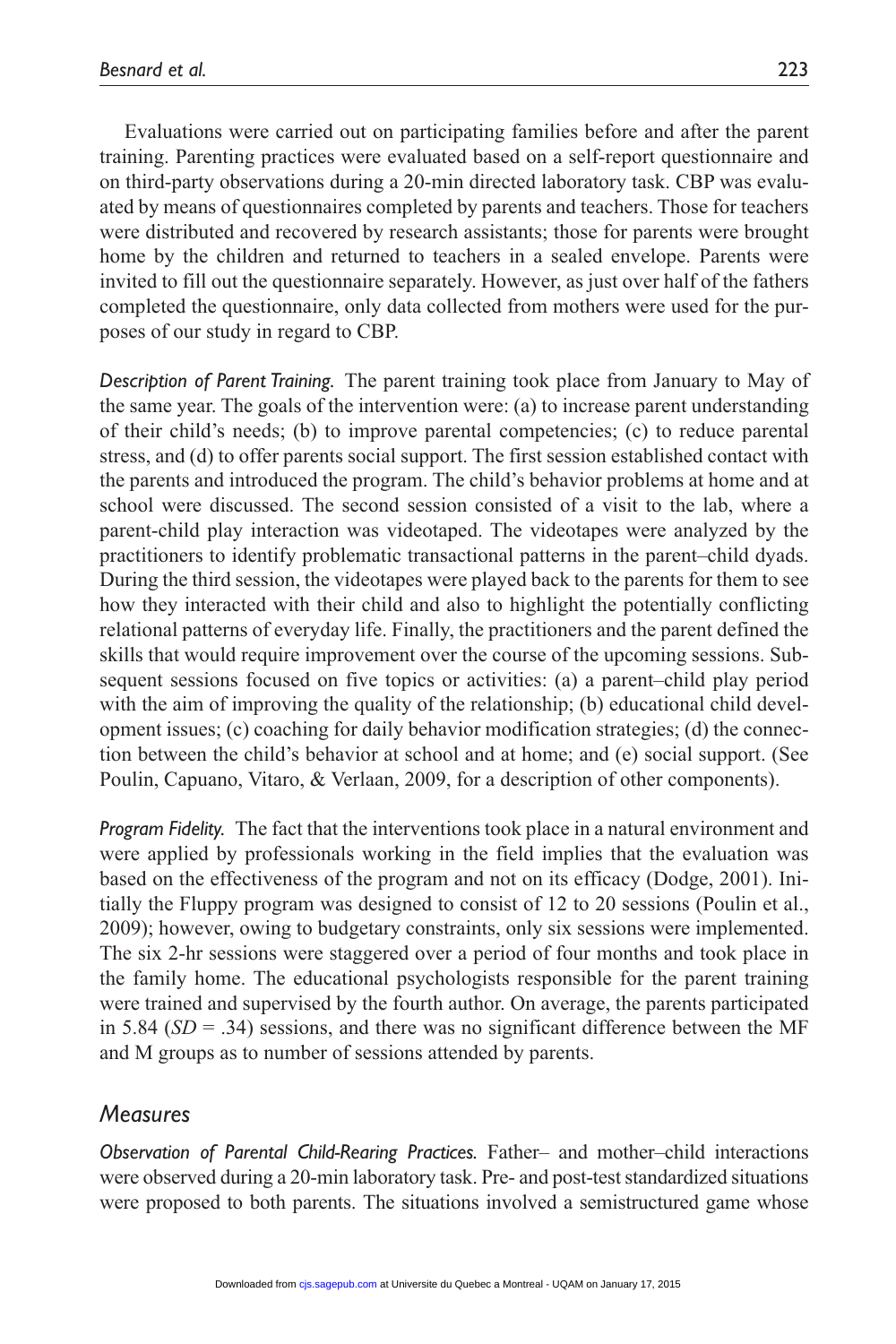Evaluations were carried out on participating families before and after the parent training. Parenting practices were evaluated based on a self-report questionnaire and on third-party observations during a 20-min directed laboratory task. CBP was evaluated by means of questionnaires completed by parents and teachers. Those for teachers were distributed and recovered by research assistants; those for parents were brought home by the children and returned to teachers in a sealed envelope. Parents were invited to fill out the questionnaire separately. However, as just over half of the fathers completed the questionnaire, only data collected from mothers were used for the purposes of our study in regard to CBP.

*Description of Parent Training.* The parent training took place from January to May of the same year. The goals of the intervention were: (a) to increase parent understanding of their child's needs; (b) to improve parental competencies; (c) to reduce parental stress, and (d) to offer parents social support. The first session established contact with the parents and introduced the program. The child's behavior problems at home and at school were discussed. The second session consisted of a visit to the lab, where a parent-child play interaction was videotaped. The videotapes were analyzed by the practitioners to identify problematic transactional patterns in the parent–child dyads. During the third session, the videotapes were played back to the parents for them to see how they interacted with their child and also to highlight the potentially conflicting relational patterns of everyday life. Finally, the practitioners and the parent defined the skills that would require improvement over the course of the upcoming sessions. Subsequent sessions focused on five topics or activities: (a) a parent–child play period with the aim of improving the quality of the relationship; (b) educational child development issues; (c) coaching for daily behavior modification strategies; (d) the connection between the child's behavior at school and at home; and (e) social support. (See Poulin, Capuano, Vitaro, & Verlaan, 2009, for a description of other components).

*Program Fidelity.* The fact that the interventions took place in a natural environment and were applied by professionals working in the field implies that the evaluation was based on the effectiveness of the program and not on its efficacy (Dodge, 2001). Initially the Fluppy program was designed to consist of 12 to 20 sessions (Poulin et al., 2009); however, owing to budgetary constraints, only six sessions were implemented. The six 2-hr sessions were staggered over a period of four months and took place in the family home. The educational psychologists responsible for the parent training were trained and supervised by the fourth author. On average, the parents participated in 5.84 ($SD$ = .34) sessions, and there was no significant difference between the MF and M groups as to number of sessions attended by parents.

## Measures

*Observation of Parental Child-Rearing Practices.* Father– and mother–child interactions were observed during a 20-min laboratory task. Pre- and post-test standardized situations were proposed to both parents. The situations involved a semistructured game whose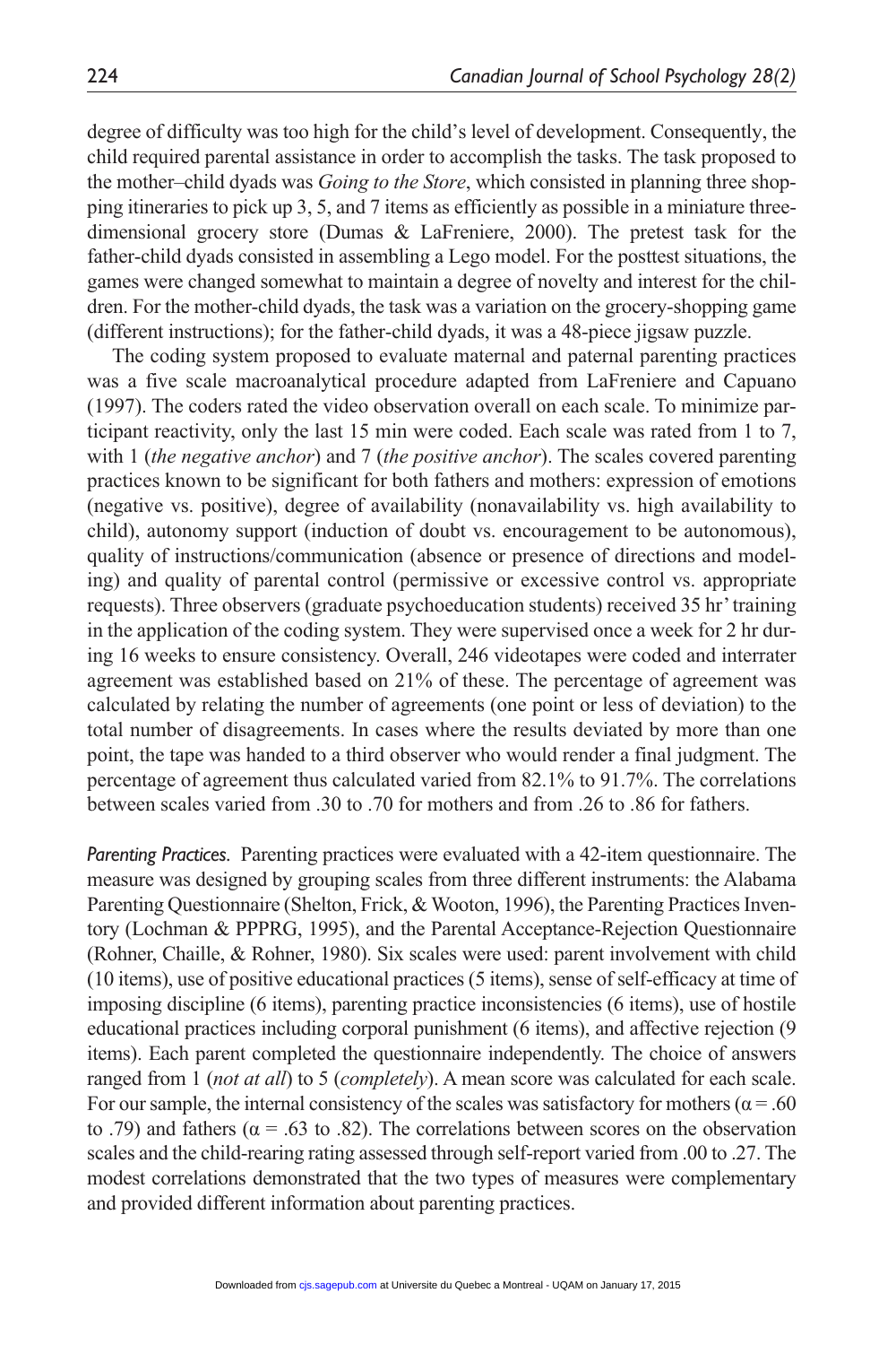degree of difficulty was too high for the child's level of development. Consequently, the child required parental assistance in order to accomplish the tasks. The task proposed to the mother–child dyads was *Going to the Store*, which consisted in planning three shopping itineraries to pick up 3, 5, and 7 items as efficiently as possible in a miniature three-dimensional grocery store (Dumas & LaFreniere, 2000). The pretest task for the father-child dyads consisted in assembling a Lego model. For the posttest situations, the games were changed somewhat to maintain a degree of novelty and interest for the children. For the mother-child dyads, the task was a variation on the grocery-shopping game (different instructions); for the father-child dyads, it was a 48-piece jigsaw puzzle.

The coding system proposed to evaluate maternal and paternal parenting practices was a five scale macroanalytical procedure adapted from LaFreniere and Capuano (1997). The coders rated the video observation overall on each scale. To minimize participant reactivity, only the last 15 min were coded. Each scale was rated from 1 to 7, with 1 (*the negative anchor*) and 7 (*the positive anchor*). The scales covered parenting practices known to be significant for both fathers and mothers: expression of emotions (negative vs. positive), degree of availability (nonavailability vs. high availability to child), autonomy support (induction of doubt vs. encouragement to be autonomous), quality of instructions/communication (absence or presence of directions and modeling) and quality of parental control (permissive or excessive control vs. appropriate requests). Three observers (graduate psychoeducation students) received 35 hr' training in the application of the coding system. They were supervised once a week for 2 hr during 16 weeks to ensure consistency. Overall, 246 videotapes were coded and interrater agreement was established based on 21% of these. The percentage of agreement was calculated by relating the number of agreements (one point or less of deviation) to the total number of disagreements. In cases where the results deviated by more than one point, the tape was handed to a third observer who would render a final judgment. The percentage of agreement thus calculated varied from 82.1% to 91.7%. The correlations between scales varied from .30 to .70 for mothers and from .26 to .86 for fathers.

*Parenting Practices.* Parenting practices were evaluated with a 42-item questionnaire. The measure was designed by grouping scales from three different instruments: the Alabama Parenting Questionnaire (Shelton, Frick, & Wooton, 1996), the Parenting Practices Inventory (Lochman & PPPRG, 1995), and the Parental Acceptance-Rejection Questionnaire (Rohner, Chaille, & Rohner, 1980). Six scales were used: parent involvement with child (10 items), use of positive educational practices (5 items), sense of self-efficacy at time of imposing discipline (6 items), parenting practice inconsistencies (6 items), use of hostile educational practices including corporal punishment (6 items), and affective rejection (9 items). Each parent completed the questionnaire independently. The choice of answers ranged from 1 (*not at all*) to 5 (*completely*). A mean score was calculated for each scale. For our sample, the internal consistency of the scales was satisfactory for mothers ($\alpha = .60$ to .79) and fathers ($\alpha = .63$ to .82). The correlations between scores on the observation scales and the child-rearing rating assessed through self-report varied from .00 to .27. The modest correlations demonstrated that the two types of measures were complementary and provided different information about parenting practices.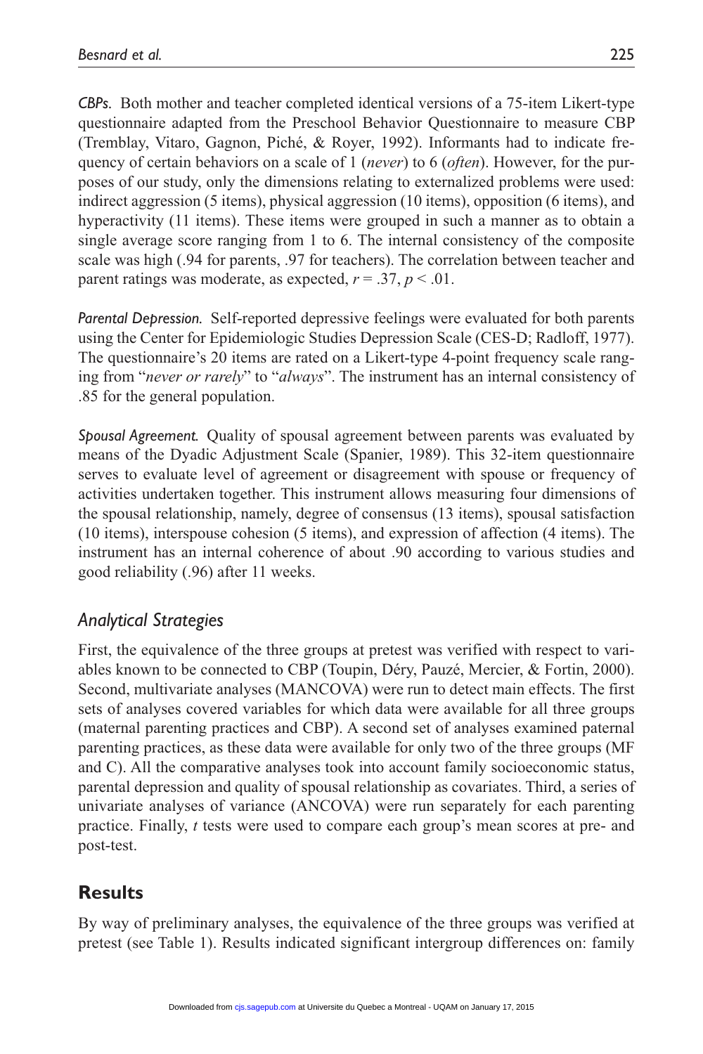*CBPs.* Both mother and teacher completed identical versions of a 75-item Likert-type questionnaire adapted from the Preschool Behavior Questionnaire to measure CBP (Tremblay, Vitaro, Gagnon, Piché, & Royer, 1992). Informants had to indicate frequency of certain behaviors on a scale of 1 (*never*) to 6 (*often*). However, for the purposes of our study, only the dimensions relating to externalized problems were used: indirect aggression (5 items), physical aggression (10 items), opposition (6 items), and hyperactivity (11 items). These items were grouped in such a manner as to obtain a single average score ranging from 1 to 6. The internal consistency of the composite scale was high (.94 for parents, .97 for teachers). The correlation between teacher and parent ratings was moderate, as expected, $r = .37$, $p < .01$.

*Parental Depression.* Self-reported depressive feelings were evaluated for both parents using the Center for Epidemiologic Studies Depression Scale (CES-D; Radloff, 1977). The questionnaire's 20 items are rated on a Likert-type 4-point frequency scale ranging from "*never or rarely*" to "*always*". The instrument has an internal consistency of .85 for the general population.

*Spousal Agreement.* Quality of spousal agreement between parents was evaluated by means of the Dyadic Adjustment Scale (Spanier, 1989). This 32-item questionnaire serves to evaluate level of agreement or disagreement with spouse or frequency of activities undertaken together. This instrument allows measuring four dimensions of the spousal relationship, namely, degree of consensus (13 items), spousal satisfaction (10 items), interspouse cohesion (5 items), and expression of affection (4 items). The instrument has an internal coherence of about .90 according to various studies and good reliability (.96) after 11 weeks.

### *Analytical Strategies*

First, the equivalence of the three groups at pretest was verified with respect to variables known to be connected to CBP (Toupin, Déry, Pauzé, Mercier, & Fortin, 2000). Second, multivariate analyses (MANCOVA) were run to detect main effects. The first sets of analyses covered variables for which data were available for all three groups (maternal parenting practices and CBP). A second set of analyses examined paternal parenting practices, as these data were available for only two of the three groups (MF and C). All the comparative analyses took into account family socioeconomic status, parental depression and quality of spousal relationship as covariates. Third, a series of univariate analyses of variance (ANCOVA) were run separately for each parenting practice. Finally, *t* tests were used to compare each group's mean scores at pre- and post-test.

## Results

By way of preliminary analyses, the equivalence of the three groups was verified at pretest (see Table 1). Results indicated significant intergroup differences on: family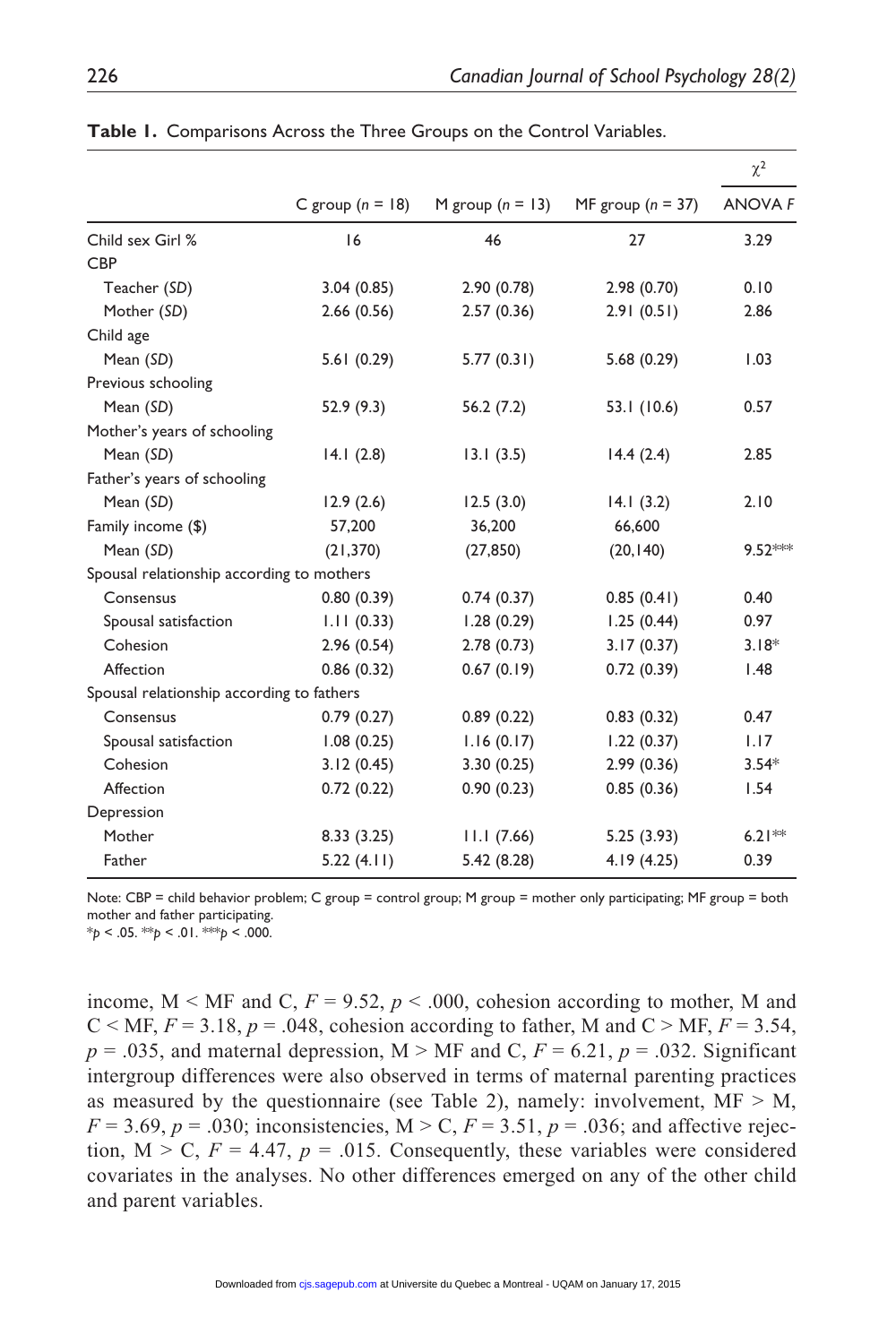**Table 1.** Comparisons Across the Three Groups on the Control Variables.

| | C group ($n$ = 18) | M group ($n$ = 13) | MF group ($n$ = 37) | $\chi^2$ ANOVA $F$ |
|---|---|---|---|---|
| Child sex Girl % | 16 | 46 | 27 | 3.29 |
| CBP | | | | |
| Teacher ($SD$) | 3.04 (0.85) | 2.90 (0.78) | 2.98 (0.70) | 0.10 |
| Mother ($SD$) | 2.66 (0.56) | 2.57 (0.36) | 2.91 (0.51) | 2.86 |
| Child age | | | | |
| Mean ($SD$) | 5.61 (0.29) | 5.77 (0.31) | 5.68 (0.29) | 1.03 |
| Previous schooling | | | | |
| Mean ($SD$) | 52.9 (9.3) | 56.2 (7.2) | 53.1 (10.6) | 0.57 |
| Mother's years of schooling | | | | |
| Mean ($SD$) | 14.1 (2.8) | 13.1 (3.5) | 14.4 (2.4) | 2.85 |
| Father's years of schooling | | | | |
| Mean ($SD$) | 12.9 (2.6) | 12.5 (3.0) | 14.1 (3.2) | 2.10 |
| Family income ($) | 57,200 | 36,200 | 66,600 | |
| Mean ($SD$) | (21,370) | (27,850) | (20,140) | 9.52*** |
| Spousal relationship according to mothers | | | | |
| Consensus | 0.80 (0.39) | 0.74 (0.37) | 0.85 (0.41) | 0.40 |
| Spousal satisfaction | 1.11 (0.33) | 1.28 (0.29) | 1.25 (0.44) | 0.97 |
| Cohesion | 2.96 (0.54) | 2.78 (0.73) | 3.17 (0.37) | 3.18* |
| Affection | 0.86 (0.32) | 0.67 (0.19) | 0.72 (0.39) | 1.48 |
| Spousal relationship according to fathers | | | | |
| Consensus | 0.79 (0.27) | 0.89 (0.22) | 0.83 (0.32) | 0.47 |
| Spousal satisfaction | 1.08 (0.25) | 1.16 (0.17) | 1.22 (0.37) | 1.17 |
| Cohesion | 3.12 (0.45) | 3.30 (0.25) | 2.99 (0.36) | 3.54* |
| Affection | 0.72 (0.22) | 0.90 (0.23) | 0.85 (0.36) | 1.54 |
| Depression | | | | |
| Mother | 8.33 (3.25) | 11.1 (7.66) | 5.25 (3.93) | 6.21** |
| Father | 5.22 (4.11) | 5.42 (8.28) | 4.19 (4.25) | 0.39 |

Note: CBP = child behavior problem; C group = control group; M group = mother only participating; MF group = both mother and father participating.
*$p$ < .05. **$p$ < .01. ***$p$ < .000.

income, M < MF and C, $F = 9.52$, $p < .000$, cohesion according to mother, M and C < MF, $F = 3.18$, $p = .048$, cohesion according to father, M and C > MF, $F = 3.54$, $p = .035$, and maternal depression, M > MF and C, $F = 6.21$, $p = .032$. Significant intergroup differences were also observed in terms of maternal parenting practices as measured by the questionnaire (see Table 2), namely: involvement, MF > M, $F = 3.69$, $p = .030$; inconsistencies, M > C, $F = 3.51$, $p = .036$; and affective rejection, M > C, $F = 4.47$, $p = .015$. Consequently, these variables were considered covariates in the analyses. No other differences emerged on any of the other child and parent variables.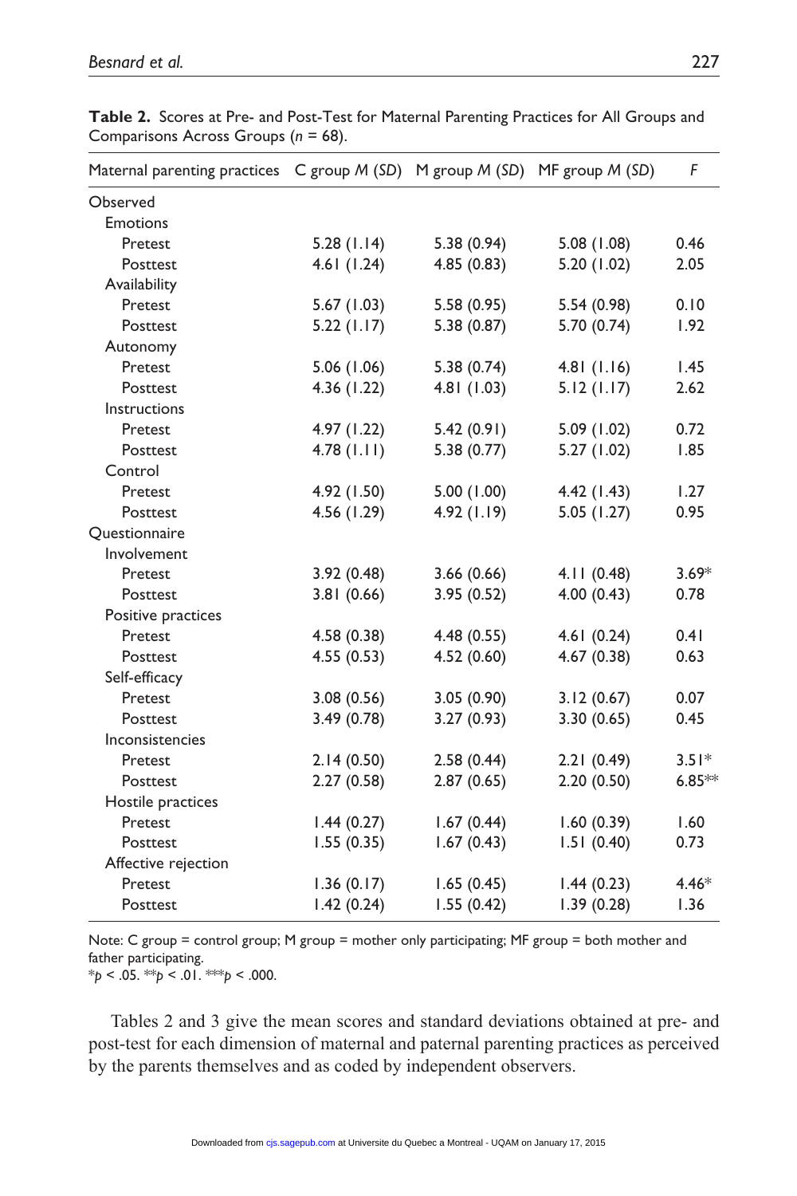**Table 2.** Scores at Pre- and Post-Test for Maternal Parenting Practices for All Groups and Comparisons Across Groups ($n$ = 68).

| Maternal parenting practices | C group *M* (*SD*) | M group *M* (*SD*) | MF group *M* (*SD*) | *F* |
|---|---|---|---|---|
| Observed | | | | |
| Emotions | | | | |
| Pretest | 5.28 (1.14) | 5.38 (0.94) | 5.08 (1.08) | 0.46 |
| Posttest | 4.61 (1.24) | 4.85 (0.83) | 5.20 (1.02) | 2.05 |
| Availability | | | | |
| Pretest | 5.67 (1.03) | 5.58 (0.95) | 5.54 (0.98) | 0.10 |
| Posttest | 5.22 (1.17) | 5.38 (0.87) | 5.70 (0.74) | 1.92 |
| Autonomy | | | | |
| Pretest | 5.06 (1.06) | 5.38 (0.74) | 4.81 (1.16) | 1.45 |
| Posttest | 4.36 (1.22) | 4.81 (1.03) | 5.12 (1.17) | 2.62 |
| Instructions | | | | |
| Pretest | 4.97 (1.22) | 5.42 (0.91) | 5.09 (1.02) | 0.72 |
| Posttest | 4.78 (1.11) | 5.38 (0.77) | 5.27 (1.02) | 1.85 |
| Control | | | | |
| Pretest | 4.92 (1.50) | 5.00 (1.00) | 4.42 (1.43) | 1.27 |
| Posttest | 4.56 (1.29) | 4.92 (1.19) | 5.05 (1.27) | 0.95 |
| Questionnaire | | | | |
| Involvement | | | | |
| Pretest | 3.92 (0.48) | 3.66 (0.66) | 4.11 (0.48) | 3.69* |
| Posttest | 3.81 (0.66) | 3.95 (0.52) | 4.00 (0.43) | 0.78 |
| Positive practices | | | | |
| Pretest | 4.58 (0.38) | 4.48 (0.55) | 4.61 (0.24) | 0.41 |
| Posttest | 4.55 (0.53) | 4.52 (0.60) | 4.67 (0.38) | 0.63 |
| Self-efficacy | | | | |
| Pretest | 3.08 (0.56) | 3.05 (0.90) | 3.12 (0.67) | 0.07 |
| Posttest | 3.49 (0.78) | 3.27 (0.93) | 3.30 (0.65) | 0.45 |
| Inconsistencies | | | | |
| Pretest | 2.14 (0.50) | 2.58 (0.44) | 2.21 (0.49) | 3.51* |
| Posttest | 2.27 (0.58) | 2.87 (0.65) | 2.20 (0.50) | 6.85** |
| Hostile practices | | | | |
| Pretest | 1.44 (0.27) | 1.67 (0.44) | 1.60 (0.39) | 1.60 |
| Posttest | 1.55 (0.35) | 1.67 (0.43) | 1.51 (0.40) | 0.73 |
| Affective rejection | | | | |
| Pretest | 1.36 (0.17) | 1.65 (0.45) | 1.44 (0.23) | 4.46* |
| Posttest | 1.42 (0.24) | 1.55 (0.42) | 1.39 (0.28) | 1.36 |

Note: C group = control group; M group = mother only participating; MF group = both mother and father participating.
*$p$ < .05. **$p$ < .01. ***$p$ < .000.

Tables 2 and 3 give the mean scores and standard deviations obtained at pre- and post-test for each dimension of maternal and paternal parenting practices as perceived by the parents themselves and as coded by independent observers.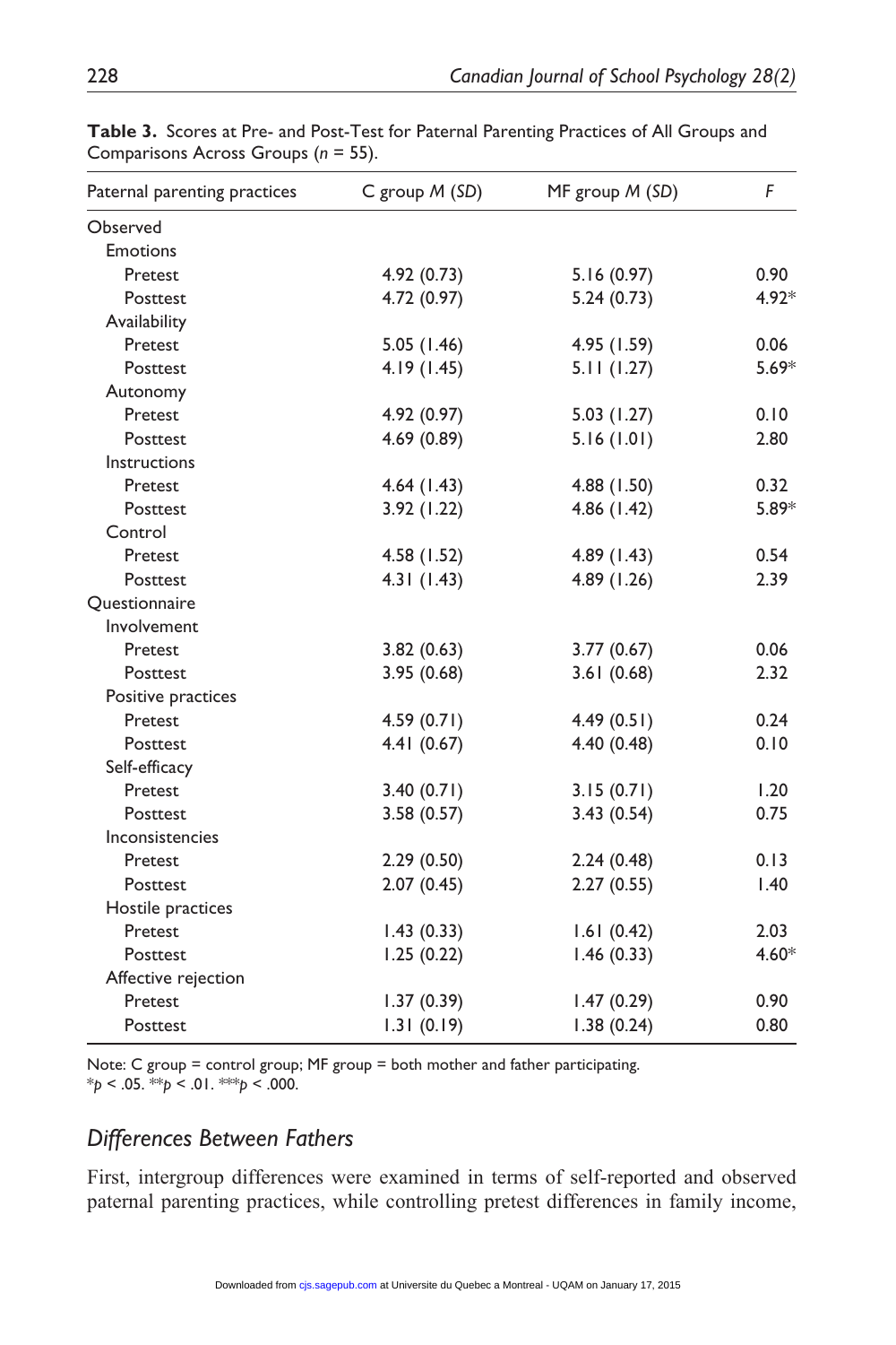**Table 3.** Scores at Pre- and Post-Test for Paternal Parenting Practices of All Groups and Comparisons Across Groups ($n$ = 55).

| Paternal parenting practices | C group *M* (*SD*) | MF group *M* (*SD*) | *F* |
|---|---|---|---|
| Observed | | | |
| Emotions | | | |
| Pretest | 4.92 (0.73) | 5.16 (0.97) | 0.90 |
| Posttest | 4.72 (0.97) | 5.24 (0.73) | 4.92* |
| Availability | | | |
| Pretest | 5.05 (1.46) | 4.95 (1.59) | 0.06 |
| Posttest | 4.19 (1.45) | 5.11 (1.27) | 5.69* |
| Autonomy | | | |
| Pretest | 4.92 (0.97) | 5.03 (1.27) | 0.10 |
| Posttest | 4.69 (0.89) | 5.16 (1.01) | 2.80 |
| Instructions | | | |
| Pretest | 4.64 (1.43) | 4.88 (1.50) | 0.32 |
| Posttest | 3.92 (1.22) | 4.86 (1.42) | 5.89* |
| Control | | | |
| Pretest | 4.58 (1.52) | 4.89 (1.43) | 0.54 |
| Posttest | 4.31 (1.43) | 4.89 (1.26) | 2.39 |
| Questionnaire | | | |
| Involvement | | | |
| Pretest | 3.82 (0.63) | 3.77 (0.67) | 0.06 |
| Posttest | 3.95 (0.68) | 3.61 (0.68) | 2.32 |
| Positive practices | | | |
| Pretest | 4.59 (0.71) | 4.49 (0.51) | 0.24 |
| Posttest | 4.41 (0.67) | 4.40 (0.48) | 0.10 |
| Self-efficacy | | | |
| Pretest | 3.40 (0.71) | 3.15 (0.71) | 1.20 |
| Posttest | 3.58 (0.57) | 3.43 (0.54) | 0.75 |
| Inconsistencies | | | |
| Pretest | 2.29 (0.50) | 2.24 (0.48) | 0.13 |
| Posttest | 2.07 (0.45) | 2.27 (0.55) | 1.40 |
| Hostile practices | | | |
| Pretest | 1.43 (0.33) | 1.61 (0.42) | 2.03 |
| Posttest | 1.25 (0.22) | 1.46 (0.33) | 4.60* |
| Affective rejection | | | |
| Pretest | 1.37 (0.39) | 1.47 (0.29) | 0.90 |
| Posttest | 1.31 (0.19) | 1.38 (0.24) | 0.80 |

Note: C group = control group; MF group = both mother and father participating.
*$p$ < .05. **$p$ < .01. ***$p$ < .000.

## *Differences Between Fathers*

First, intergroup differences were examined in terms of self-reported and observed paternal parenting practices, while controlling pretest differences in family income,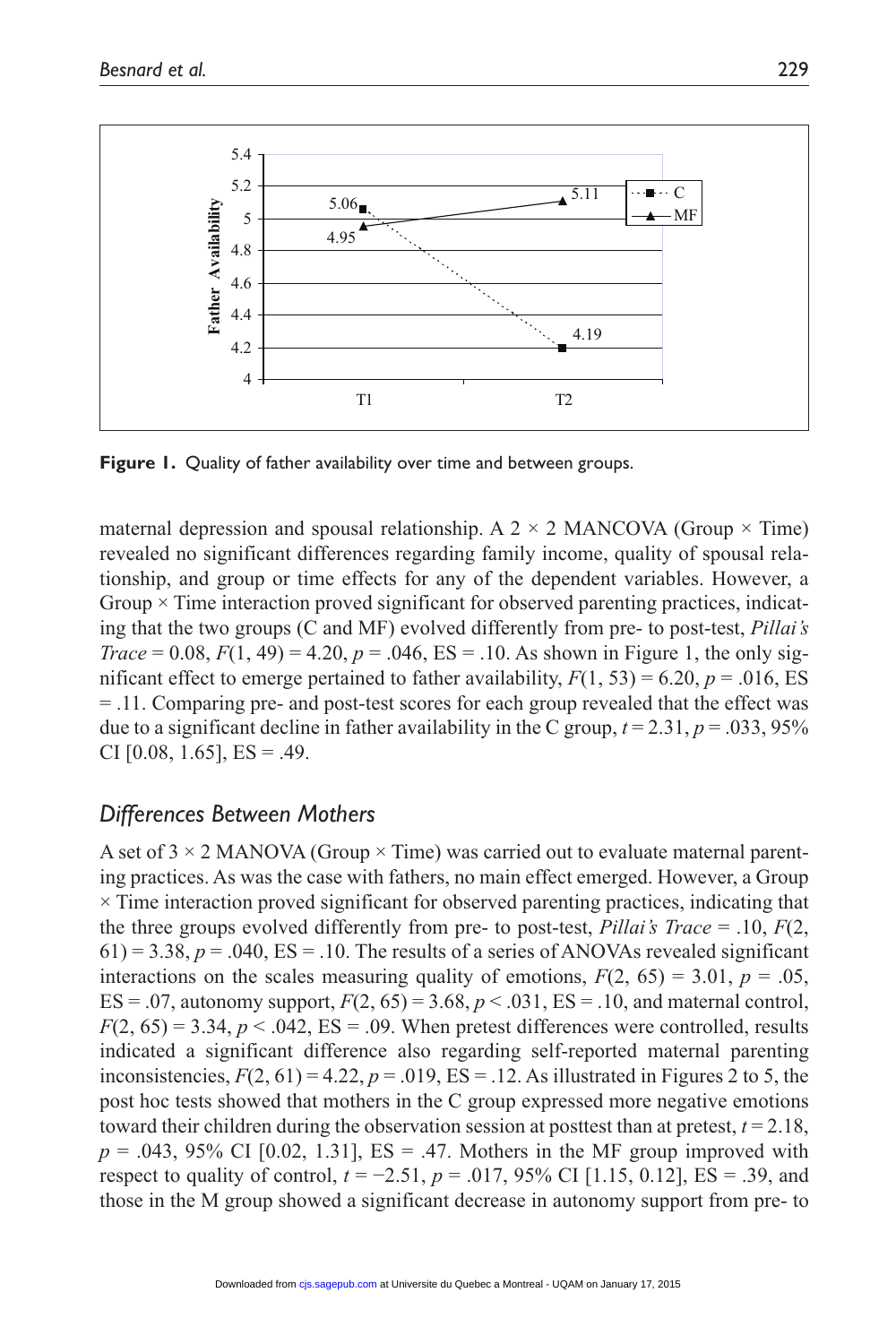**Figure 1.** Quality of father availability over time and between groups.

maternal depression and spousal relationship. A 2 × 2 MANCOVA (Group × Time) revealed no significant differences regarding family income, quality of spousal relationship, and group or time effects for any of the dependent variables. However, a Group × Time interaction proved significant for observed parenting practices, indicating that the two groups (C and MF) evolved differently from pre- to post-test, *Pillai's Trace* = 0.08, $F(1, 49) = 4.20$, $p = .046$, ES = .10. As shown in Figure 1, the only significant effect to emerge pertained to father availability, $F(1, 53) = 6.20$, $p = .016$, ES = .11. Comparing pre- and post-test scores for each group revealed that the effect was due to a significant decline in father availability in the C group, $t = 2.31$, $p = .033$, 95% CI [0.08, 1.65], ES = .49.

## *Differences Between Mothers*

A set of 3 × 2 MANOVA (Group × Time) was carried out to evaluate maternal parenting practices. As was the case with fathers, no main effect emerged. However, a Group × Time interaction proved significant for observed parenting practices, indicating that the three groups evolved differently from pre- to post-test, *Pillai's Trace* = .10, $F(2, 61) = 3.38$, $p = .040$, ES = .10. The results of a series of ANOVAs revealed significant interactions on the scales measuring quality of emotions, $F(2, 65) = 3.01$, $p = .05$, ES = .07, autonomy support, $F(2, 65) = 3.68$, $p < .031$, ES = .10, and maternal control, $F(2, 65) = 3.34$, $p < .042$, ES = .09. When pretest differences were controlled, results indicated a significant difference also regarding self-reported maternal parenting inconsistencies, $F(2, 61) = 4.22$, $p = .019$, ES = .12. As illustrated in Figures 2 to 5, the post hoc tests showed that mothers in the C group expressed more negative emotions toward their children during the observation session at posttest than at pretest, $t = 2.18$, $p = .043$, 95% CI [0.02, 1.31], ES = .47. Mothers in the MF group improved with respect to quality of control, $t = -2.51$, $p = .017$, 95% CI [1.15, 0.12], ES = .39, and those in the M group showed a significant decrease in autonomy support from pre- to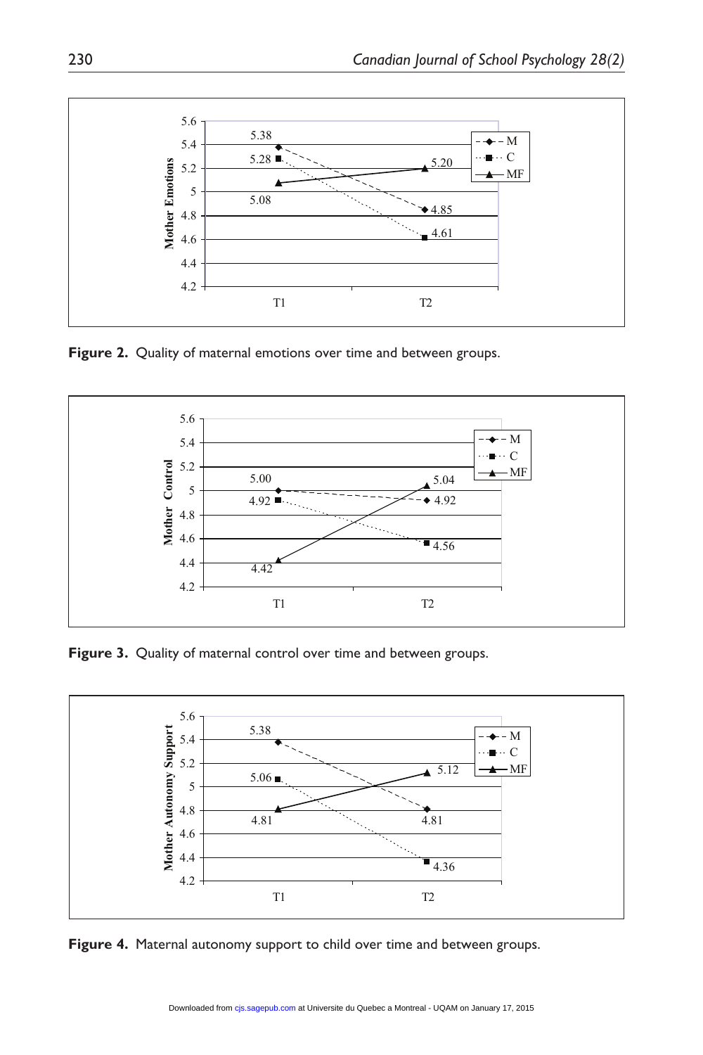Figure 2. Quality of maternal emotions over time and between groups.

Figure 3. Quality of maternal control over time and between groups.

Figure 4. Maternal autonomy support to child over time and between groups.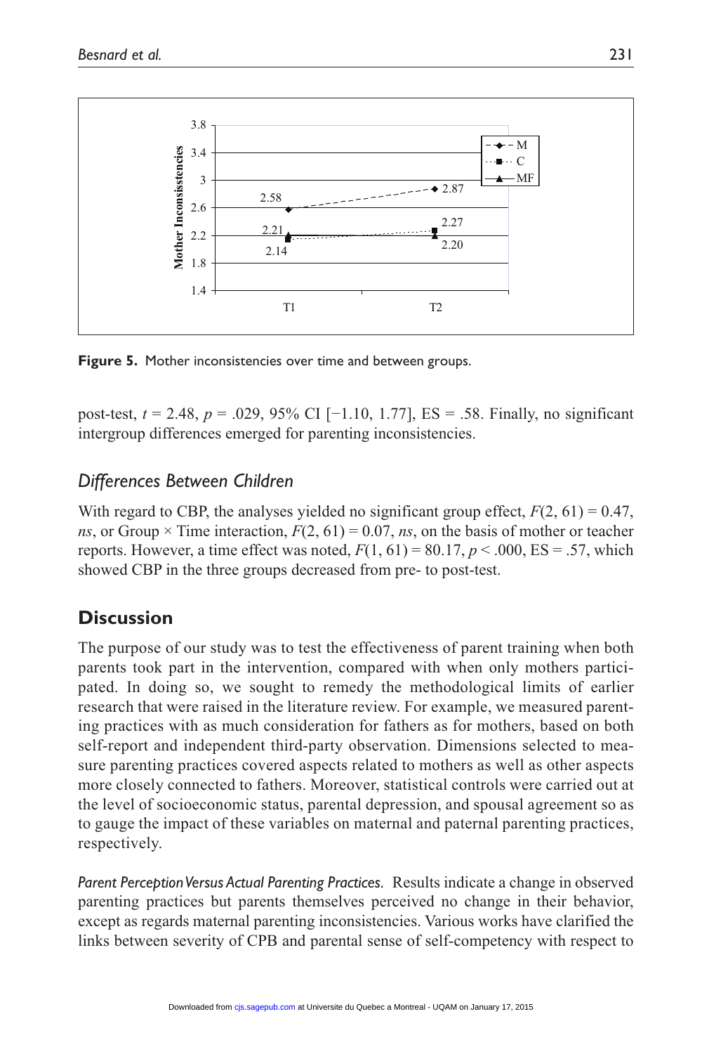**Figure 5.** Mother inconsistencies over time and between groups.

post-test, $t = 2.48$, $p = .029$, 95% CI [−1.10, 1.77], ES = .58. Finally, no significant intergroup differences emerged for parenting inconsistencies.

### *Differences Between Children*

With regard to CBP, the analyses yielded no significant group effect, $F(2, 61) = 0.47$, *ns*, or Group × Time interaction, $F(2, 61) = 0.07$, *ns*, on the basis of mother or teacher reports. However, a time effect was noted, $F(1, 61) = 80.17$, $p < .000$, ES = .57, which showed CBP in the three groups decreased from pre- to post-test.

## Discussion

The purpose of our study was to test the effectiveness of parent training when both parents took part in the intervention, compared with when only mothers participated. In doing so, we sought to remedy the methodological limits of earlier research that were raised in the literature review. For example, we measured parenting practices with as much consideration for fathers as for mothers, based on both self-report and independent third-party observation. Dimensions selected to measure parenting practices covered aspects related to mothers as well as other aspects more closely connected to fathers. Moreover, statistical controls were carried out at the level of socioeconomic status, parental depression, and spousal agreement so as to gauge the impact of these variables on maternal and paternal parenting practices, respectively.

*Parent Perception Versus Actual Parenting Practices.* Results indicate a change in observed parenting practices but parents themselves perceived no change in their behavior, except as regards maternal parenting inconsistencies. Various works have clarified the links between severity of CPB and parental sense of self-competency with respect to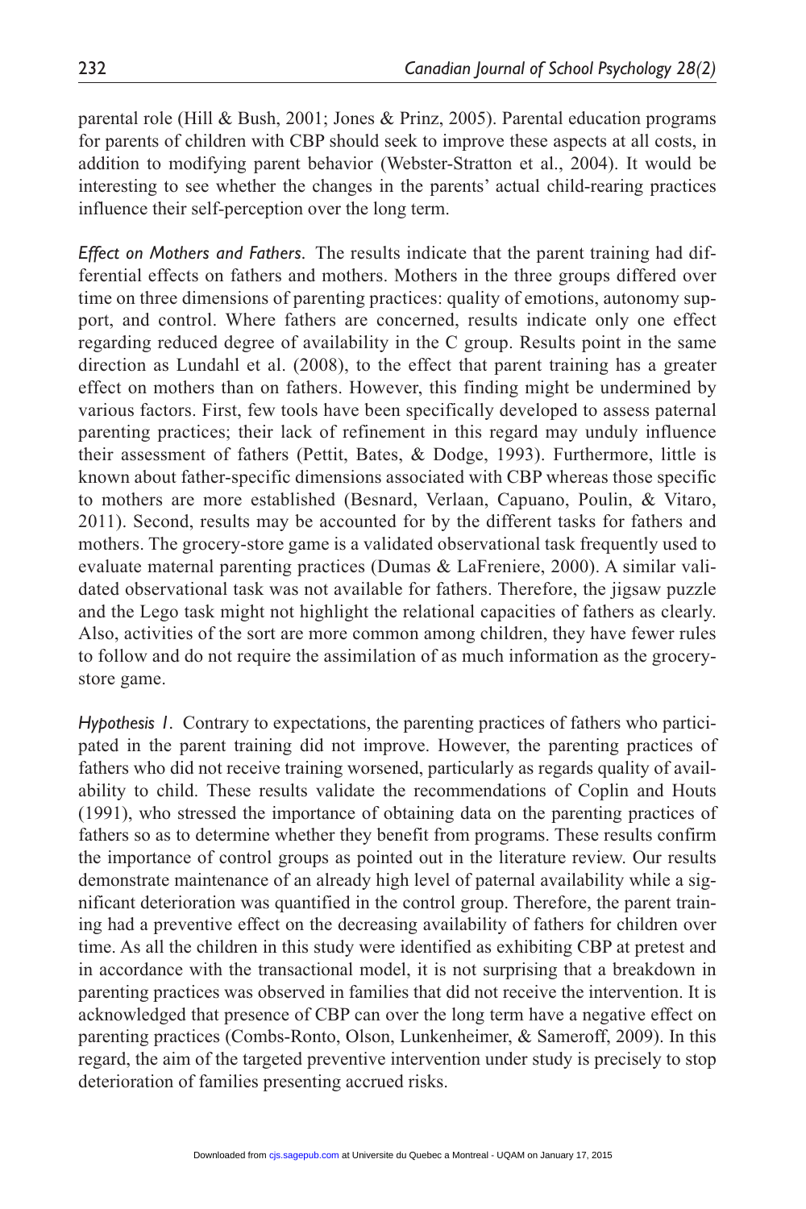parental role (Hill & Bush, 2001; Jones & Prinz, 2005). Parental education programs for parents of children with CBP should seek to improve these aspects at all costs, in addition to modifying parent behavior (Webster-Stratton et al., 2004). It would be interesting to see whether the changes in the parents' actual child-rearing practices influence their self-perception over the long term.

*Effect on Mothers and Fathers.* The results indicate that the parent training had differential effects on fathers and mothers. Mothers in the three groups differed over time on three dimensions of parenting practices: quality of emotions, autonomy support, and control. Where fathers are concerned, results indicate only one effect regarding reduced degree of availability in the C group. Results point in the same direction as Lundahl et al. (2008), to the effect that parent training has a greater effect on mothers than on fathers. However, this finding might be undermined by various factors. First, few tools have been specifically developed to assess paternal parenting practices; their lack of refinement in this regard may unduly influence their assessment of fathers (Pettit, Bates, & Dodge, 1993). Furthermore, little is known about father-specific dimensions associated with CBP whereas those specific to mothers are more established (Besnard, Verlaan, Capuano, Poulin, & Vitaro, 2011). Second, results may be accounted for by the different tasks for fathers and mothers. The grocery-store game is a validated observational task frequently used to evaluate maternal parenting practices (Dumas & LaFreniere, 2000). A similar validated observational task was not available for fathers. Therefore, the jigsaw puzzle and the Lego task might not highlight the relational capacities of fathers as clearly. Also, activities of the sort are more common among children, they have fewer rules to follow and do not require the assimilation of as much information as the grocery-store game.

*Hypothesis 1.* Contrary to expectations, the parenting practices of fathers who participated in the parent training did not improve. However, the parenting practices of fathers who did not receive training worsened, particularly as regards quality of availability to child. These results validate the recommendations of Coplin and Houts (1991), who stressed the importance of obtaining data on the parenting practices of fathers so as to determine whether they benefit from programs. These results confirm the importance of control groups as pointed out in the literature review. Our results demonstrate maintenance of an already high level of paternal availability while a significant deterioration was quantified in the control group. Therefore, the parent training had a preventive effect on the decreasing availability of fathers for children over time. As all the children in this study were identified as exhibiting CBP at pretest and in accordance with the transactional model, it is not surprising that a breakdown in parenting practices was observed in families that did not receive the intervention. It is acknowledged that presence of CBP can over the long term have a negative effect on parenting practices (Combs-Ronto, Olson, Lunkenheimer, & Sameroff, 2009). In this regard, the aim of the targeted preventive intervention under study is precisely to stop deterioration of families presenting accrued risks.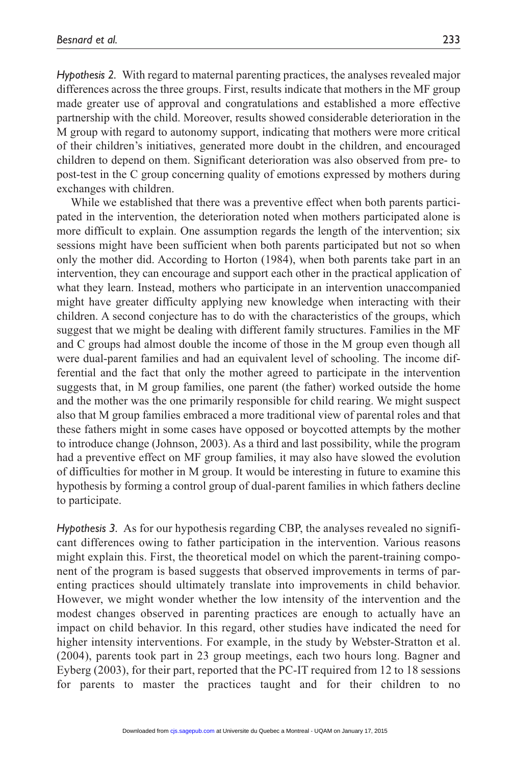*Hypothesis 2.* With regard to maternal parenting practices, the analyses revealed major differences across the three groups. First, results indicate that mothers in the MF group made greater use of approval and congratulations and established a more effective partnership with the child. Moreover, results showed considerable deterioration in the M group with regard to autonomy support, indicating that mothers were more critical of their children's initiatives, generated more doubt in the children, and encouraged children to depend on them. Significant deterioration was also observed from pre- to post-test in the C group concerning quality of emotions expressed by mothers during exchanges with children.

While we established that there was a preventive effect when both parents participated in the intervention, the deterioration noted when mothers participated alone is more difficult to explain. One assumption regards the length of the intervention; six sessions might have been sufficient when both parents participated but not so when only the mother did. According to Horton (1984), when both parents take part in an intervention, they can encourage and support each other in the practical application of what they learn. Instead, mothers who participate in an intervention unaccompanied might have greater difficulty applying new knowledge when interacting with their children. A second conjecture has to do with the characteristics of the groups, which suggest that we might be dealing with different family structures. Families in the MF and C groups had almost double the income of those in the M group even though all were dual-parent families and had an equivalent level of schooling. The income differential and the fact that only the mother agreed to participate in the intervention suggests that, in M group families, one parent (the father) worked outside the home and the mother was the one primarily responsible for child rearing. We might suspect also that M group families embraced a more traditional view of parental roles and that these fathers might in some cases have opposed or boycotted attempts by the mother to introduce change (Johnson, 2003). As a third and last possibility, while the program had a preventive effect on MF group families, it may also have slowed the evolution of difficulties for mother in M group. It would be interesting in future to examine this hypothesis by forming a control group of dual-parent families in which fathers decline to participate.

*Hypothesis 3.* As for our hypothesis regarding CBP, the analyses revealed no significant differences owing to father participation in the intervention. Various reasons might explain this. First, the theoretical model on which the parent-training component of the program is based suggests that observed improvements in terms of parenting practices should ultimately translate into improvements in child behavior. However, we might wonder whether the low intensity of the intervention and the modest changes observed in parenting practices are enough to actually have an impact on child behavior. In this regard, other studies have indicated the need for higher intensity interventions. For example, in the study by Webster-Stratton et al. (2004), parents took part in 23 group meetings, each two hours long. Bagner and Eyberg (2003), for their part, reported that the PC-IT required from 12 to 18 sessions for parents to master the practices taught and for their children to no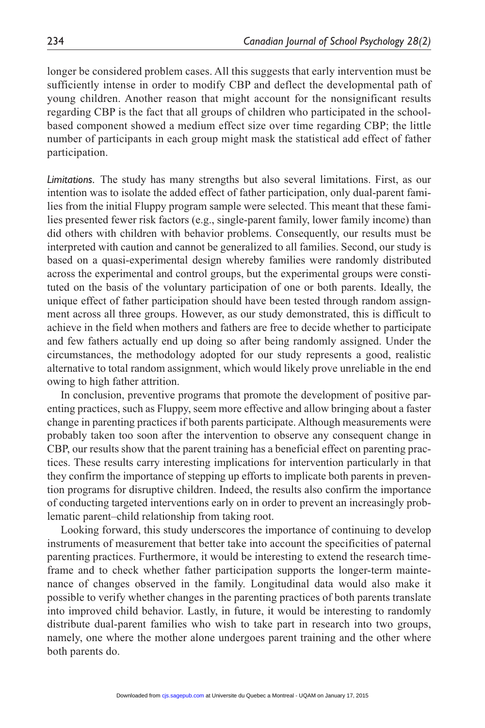longer be considered problem cases. All this suggests that early intervention must be sufficiently intense in order to modify CBP and deflect the developmental path of young children. Another reason that might account for the nonsignificant results regarding CBP is the fact that all groups of children who participated in the school-based component showed a medium effect size over time regarding CBP; the little number of participants in each group might mask the statistical add effect of father participation.

*Limitations.* The study has many strengths but also several limitations. First, as our intention was to isolate the added effect of father participation, only dual-parent families from the initial Fluppy program sample were selected. This meant that these families presented fewer risk factors (e.g., single-parent family, lower family income) than did others with children with behavior problems. Consequently, our results must be interpreted with caution and cannot be generalized to all families. Second, our study is based on a quasi-experimental design whereby families were randomly distributed across the experimental and control groups, but the experimental groups were constituted on the basis of the voluntary participation of one or both parents. Ideally, the unique effect of father participation should have been tested through random assignment across all three groups. However, as our study demonstrated, this is difficult to achieve in the field when mothers and fathers are free to decide whether to participate and few fathers actually end up doing so after being randomly assigned. Under the circumstances, the methodology adopted for our study represents a good, realistic alternative to total random assignment, which would likely prove unreliable in the end owing to high father attrition.

In conclusion, preventive programs that promote the development of positive parenting practices, such as Fluppy, seem more effective and allow bringing about a faster change in parenting practices if both parents participate. Although measurements were probably taken too soon after the intervention to observe any consequent change in CBP, our results show that the parent training has a beneficial effect on parenting practices. These results carry interesting implications for intervention particularly in that they confirm the importance of stepping up efforts to implicate both parents in prevention programs for disruptive children. Indeed, the results also confirm the importance of conducting targeted interventions early on in order to prevent an increasingly problematic parent–child relationship from taking root.

Looking forward, this study underscores the importance of continuing to develop instruments of measurement that better take into account the specificities of paternal parenting practices. Furthermore, it would be interesting to extend the research timeframe and to check whether father participation supports the longer-term maintenance of changes observed in the family. Longitudinal data would also make it possible to verify whether changes in the parenting practices of both parents translate into improved child behavior. Lastly, in future, it would be interesting to randomly distribute dual-parent families who wish to take part in research into two groups, namely, one where the mother alone undergoes parent training and the other where both parents do.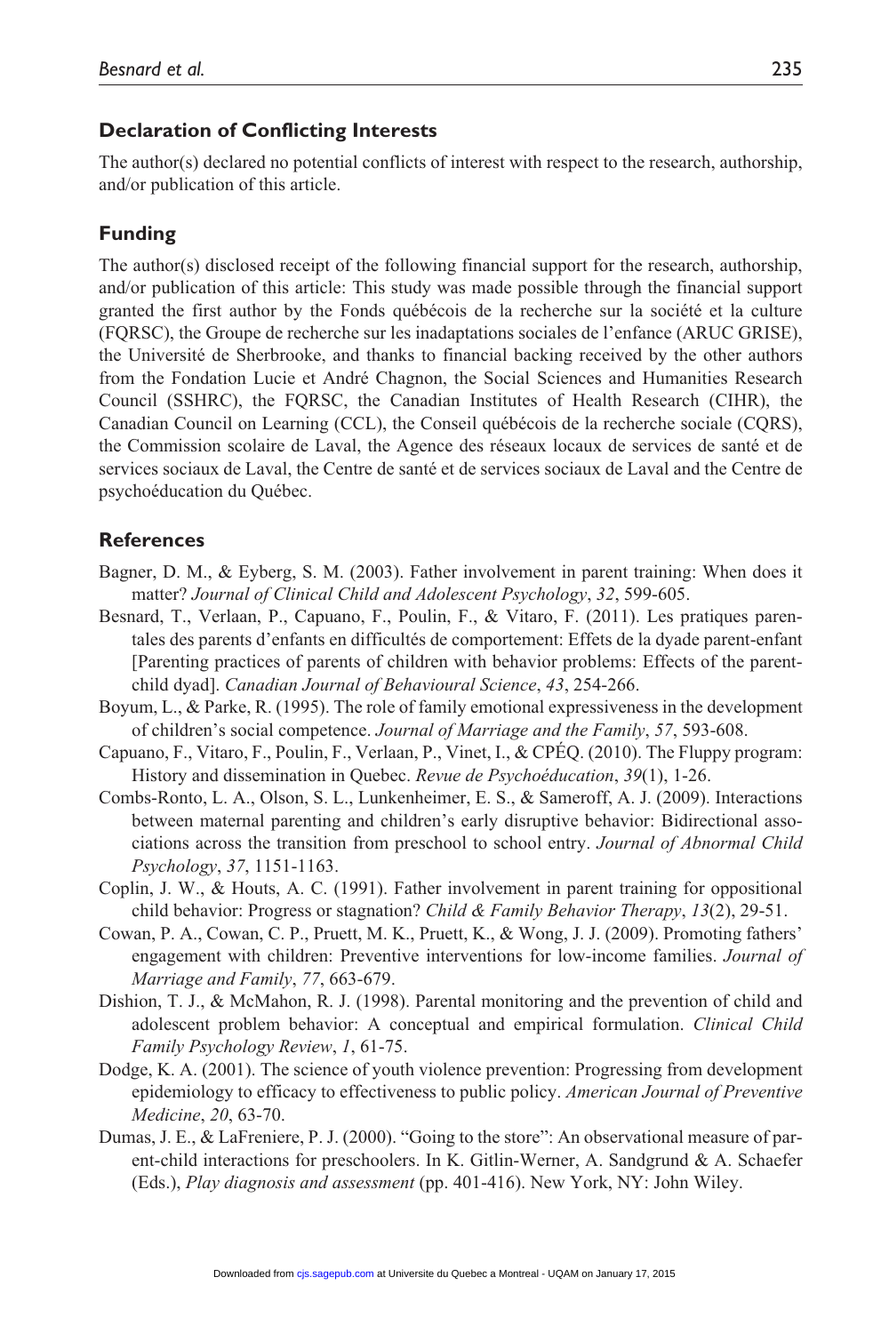## Declaration of Conflicting Interests

The author(s) declared no potential conflicts of interest with respect to the research, authorship, and/or publication of this article.

## Funding

The author(s) disclosed receipt of the following financial support for the research, authorship, and/or publication of this article: This study was made possible through the financial support granted the first author by the Fonds québécois de la recherche sur la société et la culture (FQRSC), the Groupe de recherche sur les inadaptations sociales de l'enfance (ARUC GRISE), the Université de Sherbrooke, and thanks to financial backing received by the other authors from the Fondation Lucie et André Chagnon, the Social Sciences and Humanities Research Council (SSHRC), the FQRSC, the Canadian Institutes of Health Research (CIHR), the Canadian Council on Learning (CCL), the Conseil québécois de la recherche sociale (CQRS), the Commission scolaire de Laval, the Agence des réseaux locaux de services de santé et de services sociaux de Laval, the Centre de santé et de services sociaux de Laval and the Centre de psychoéducation du Québec.

## References

Bagner, D. M., & Eyberg, S. M. (2003). Father involvement in parent training: When does it matter? *Journal of Clinical Child and Adolescent Psychology*, *32*, 599-605.

Besnard, T., Verlaan, P., Capuano, F., Poulin, F., & Vitaro, F. (2011). Les pratiques parentales des parents d'enfants en difficultés de comportement: Effets de la dyade parent-enfant [Parenting practices of parents of children with behavior problems: Effects of the parent-child dyad]. *Canadian Journal of Behavioural Science*, *43*, 254-266.

Boyum, L., & Parke, R. (1995). The role of family emotional expressiveness in the development of children's social competence. *Journal of Marriage and the Family*, *57*, 593-608.

Capuano, F., Vitaro, F., Poulin, F., Verlaan, P., Vinet, I., & CPÉQ. (2010). The Fluppy program: History and dissemination in Quebec. *Revue de Psychoéducation*, *39*(1), 1-26.

Combs-Ronto, L. A., Olson, S. L., Lunkenheimer, E. S., & Sameroff, A. J. (2009). Interactions between maternal parenting and children's early disruptive behavior: Bidirectional associations across the transition from preschool to school entry. *Journal of Abnormal Child Psychology*, *37*, 1151-1163.

Coplin, J. W., & Houts, A. C. (1991). Father involvement in parent training for oppositional child behavior: Progress or stagnation? *Child & Family Behavior Therapy*, *13*(2), 29-51.

Cowan, P. A., Cowan, C. P., Pruett, M. K., Pruett, K., & Wong, J. J. (2009). Promoting fathers' engagement with children: Preventive interventions for low-income families. *Journal of Marriage and Family*, *77*, 663-679.

Dishion, T. J., & McMahon, R. J. (1998). Parental monitoring and the prevention of child and adolescent problem behavior: A conceptual and empirical formulation. *Clinical Child Family Psychology Review*, *1*, 61-75.

Dodge, K. A. (2001). The science of youth violence prevention: Progressing from development epidemiology to efficacy to effectiveness to public policy. *American Journal of Preventive Medicine*, *20*, 63-70.

Dumas, J. E., & LaFreniere, P. J. (2000). "Going to the store": An observational measure of parent-child interactions for preschoolers. In K. Gitlin-Werner, A. Sandgrund & A. Schaefer (Eds.), *Play diagnosis and assessment* (pp. 401-416). New York, NY: John Wiley.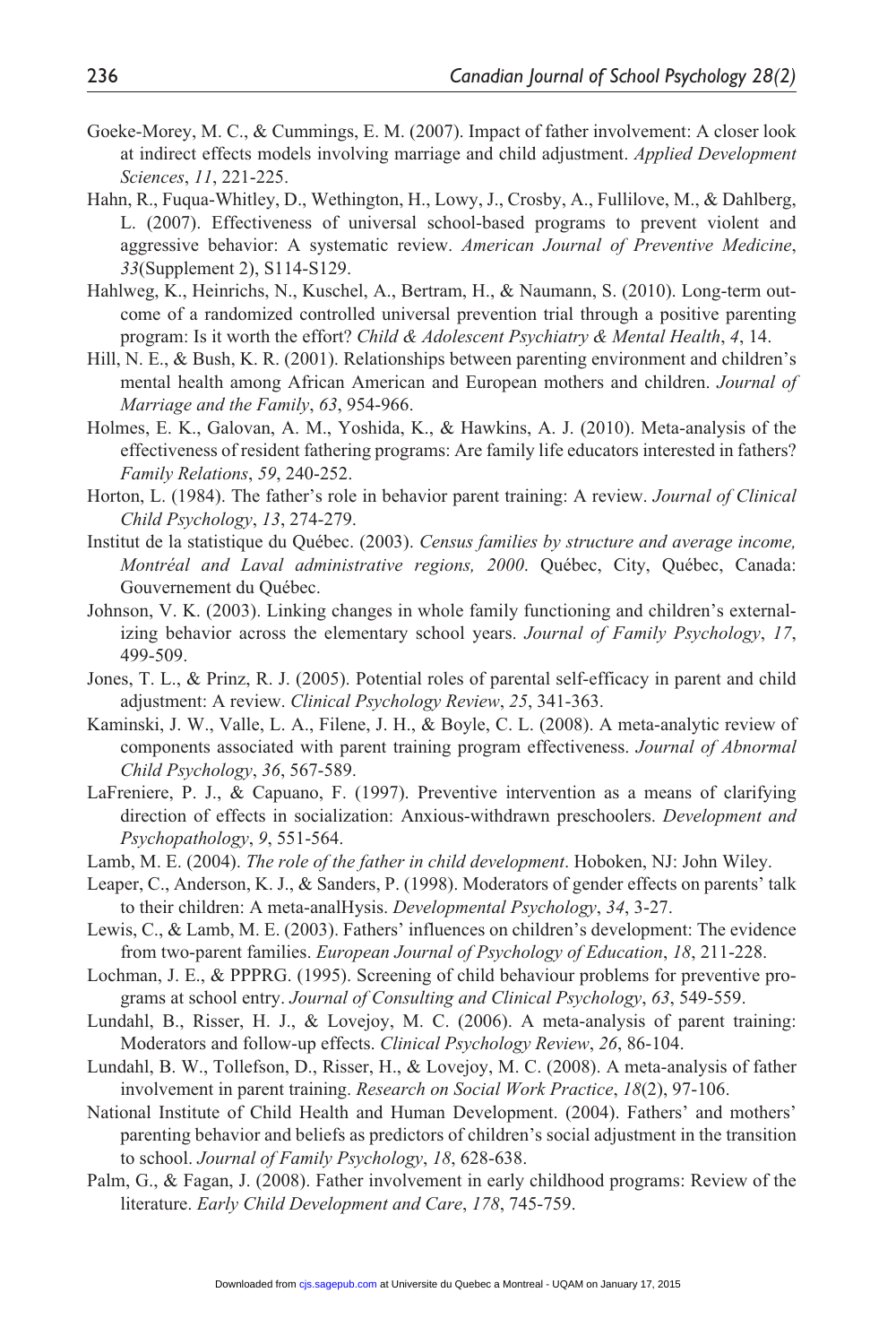Goeke-Morey, M. C., & Cummings, E. M. (2007). Impact of father involvement: A closer look at indirect effects models involving marriage and child adjustment. *Applied Development Sciences*, *11*, 221-225.

Hahn, R., Fuqua-Whitley, D., Wethington, H., Lowy, J., Crosby, A., Fullilove, M., & Dahlberg, L. (2007). Effectiveness of universal school-based programs to prevent violent and aggressive behavior: A systematic review. *American Journal of Preventive Medicine*, *33*(Supplement 2), S114-S129.

Hahlweg, K., Heinrichs, N., Kuschel, A., Bertram, H., & Naumann, S. (2010). Long-term outcome of a randomized controlled universal prevention trial through a positive parenting program: Is it worth the effort? *Child & Adolescent Psychiatry & Mental Health*, *4*, 14.

Hill, N. E., & Bush, K. R. (2001). Relationships between parenting environment and children's mental health among African American and European mothers and children. *Journal of Marriage and the Family*, *63*, 954-966.

Holmes, E. K., Galovan, A. M., Yoshida, K., & Hawkins, A. J. (2010). Meta-analysis of the effectiveness of resident fathering programs: Are family life educators interested in fathers? *Family Relations*, *59*, 240-252.

Horton, L. (1984). The father's role in behavior parent training: A review. *Journal of Clinical Child Psychology*, *13*, 274-279.

Institut de la statistique du Québec. (2003). *Census families by structure and average income, Montréal and Laval administrative regions, 2000*. Québec, City, Québec, Canada: Gouvernement du Québec.

Johnson, V. K. (2003). Linking changes in whole family functioning and children's externalizing behavior across the elementary school years. *Journal of Family Psychology*, *17*, 499-509.

Jones, T. L., & Prinz, R. J. (2005). Potential roles of parental self-efficacy in parent and child adjustment: A review. *Clinical Psychology Review*, *25*, 341-363.

Kaminski, J. W., Valle, L. A., Filene, J. H., & Boyle, C. L. (2008). A meta-analytic review of components associated with parent training program effectiveness. *Journal of Abnormal Child Psychology*, *36*, 567-589.

LaFreniere, P. J., & Capuano, F. (1997). Preventive intervention as a means of clarifying direction of effects in socialization: Anxious-withdrawn preschoolers. *Development and Psychopathology*, *9*, 551-564.

Lamb, M. E. (2004). *The role of the father in child development*. Hoboken, NJ: John Wiley.

Leaper, C., Anderson, K. J., & Sanders, P. (1998). Moderators of gender effects on parents' talk to their children: A meta-analHysis. *Developmental Psychology*, *34*, 3-27.

Lewis, C., & Lamb, M. E. (2003). Fathers' influences on children's development: The evidence from two-parent families. *European Journal of Psychology of Education*, *18*, 211-228.

Lochman, J. E., & PPPRG. (1995). Screening of child behaviour problems for preventive programs at school entry. *Journal of Consulting and Clinical Psychology*, *63*, 549-559.

Lundahl, B., Risser, H. J., & Lovejoy, M. C. (2006). A meta-analysis of parent training: Moderators and follow-up effects. *Clinical Psychology Review*, *26*, 86-104.

Lundahl, B. W., Tollefson, D., Risser, H., & Lovejoy, M. C. (2008). A meta-analysis of father involvement in parent training. *Research on Social Work Practice*, *18*(2), 97-106.

National Institute of Child Health and Human Development. (2004). Fathers' and mothers' parenting behavior and beliefs as predictors of children's social adjustment in the transition to school. *Journal of Family Psychology*, *18*, 628-638.

Palm, G., & Fagan, J. (2008). Father involvement in early childhood programs: Review of the literature. *Early Child Development and Care*, *178*, 745-759.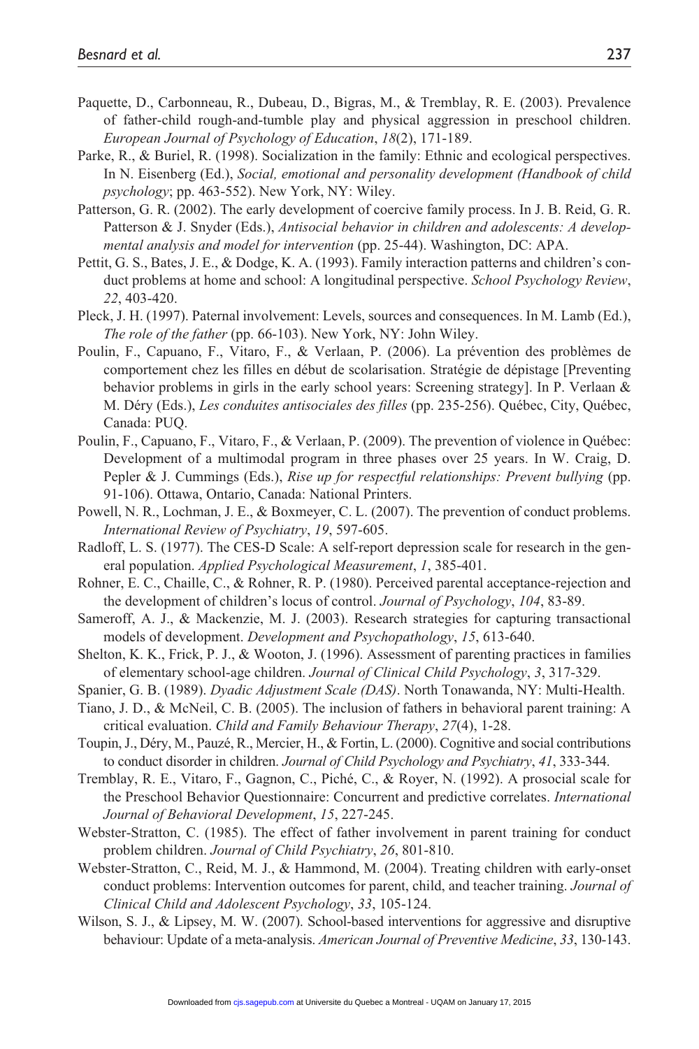Paquette, D., Carbonneau, R., Dubeau, D., Bigras, M., & Tremblay, R. E. (2003). Prevalence of father-child rough-and-tumble play and physical aggression in preschool children. *European Journal of Psychology of Education*, *18*(2), 171-189.

Parke, R., & Buriel, R. (1998). Socialization in the family: Ethnic and ecological perspectives. In N. Eisenberg (Ed.), *Social, emotional and personality development (Handbook of child psychology*; pp. 463-552). New York, NY: Wiley.

Patterson, G. R. (2002). The early development of coercive family process. In J. B. Reid, G. R. Patterson & J. Snyder (Eds.), *Antisocial behavior in children and adolescents: A developmental analysis and model for intervention* (pp. 25-44). Washington, DC: APA.

Pettit, G. S., Bates, J. E., & Dodge, K. A. (1993). Family interaction patterns and children's conduct problems at home and school: A longitudinal perspective. *School Psychology Review*, *22*, 403-420.

Pleck, J. H. (1997). Paternal involvement: Levels, sources and consequences. In M. Lamb (Ed.), *The role of the father* (pp. 66-103). New York, NY: John Wiley.

Poulin, F., Capuano, F., Vitaro, F., & Verlaan, P. (2006). La prévention des problèmes de comportement chez les filles en début de scolarisation. Stratégie de dépistage [Preventing behavior problems in girls in the early school years: Screening strategy]. In P. Verlaan & M. Déry (Eds.), *Les conduites antisociales des filles* (pp. 235-256). Québec, City, Québec, Canada: PUQ.

Poulin, F., Capuano, F., Vitaro, F., & Verlaan, P. (2009). The prevention of violence in Québec: Development of a multimodal program in three phases over 25 years. In W. Craig, D. Pepler & J. Cummings (Eds.), *Rise up for respectful relationships: Prevent bullying* (pp. 91-106). Ottawa, Ontario, Canada: National Printers.

Powell, N. R., Lochman, J. E., & Boxmeyer, C. L. (2007). The prevention of conduct problems. *International Review of Psychiatry*, *19*, 597-605.

Radloff, L. S. (1977). The CES-D Scale: A self-report depression scale for research in the general population. *Applied Psychological Measurement*, *1*, 385-401.

Rohner, E. C., Chaille, C., & Rohner, R. P. (1980). Perceived parental acceptance-rejection and the development of children's locus of control. *Journal of Psychology*, *104*, 83-89.

Sameroff, A. J., & Mackenzie, M. J. (2003). Research strategies for capturing transactional models of development. *Development and Psychopathology*, *15*, 613-640.

Shelton, K. K., Frick, P. J., & Wooton, J. (1996). Assessment of parenting practices in families of elementary school-age children. *Journal of Clinical Child Psychology*, *3*, 317-329.

Spanier, G. B. (1989). *Dyadic Adjustment Scale (DAS)*. North Tonawanda, NY: Multi-Health.

Tiano, J. D., & McNeil, C. B. (2005). The inclusion of fathers in behavioral parent training: A critical evaluation. *Child and Family Behaviour Therapy*, *27*(4), 1-28.

Toupin, J., Déry, M., Pauzé, R., Mercier, H., & Fortin, L. (2000). Cognitive and social contributions to conduct disorder in children. *Journal of Child Psychology and Psychiatry*, *41*, 333-344.

Tremblay, R. E., Vitaro, F., Gagnon, C., Piché, C., & Royer, N. (1992). A prosocial scale for the Preschool Behavior Questionnaire: Concurrent and predictive correlates. *International Journal of Behavioral Development*, *15*, 227-245.

Webster-Stratton, C. (1985). The effect of father involvement in parent training for conduct problem children. *Journal of Child Psychiatry*, *26*, 801-810.

Webster-Stratton, C., Reid, M. J., & Hammond, M. (2004). Treating children with early-onset conduct problems: Intervention outcomes for parent, child, and teacher training. *Journal of Clinical Child and Adolescent Psychology*, *33*, 105-124.

Wilson, S. J., & Lipsey, M. W. (2007). School-based interventions for aggressive and disruptive behaviour: Update of a meta-analysis. *American Journal of Preventive Medicine*, *33*, 130-143.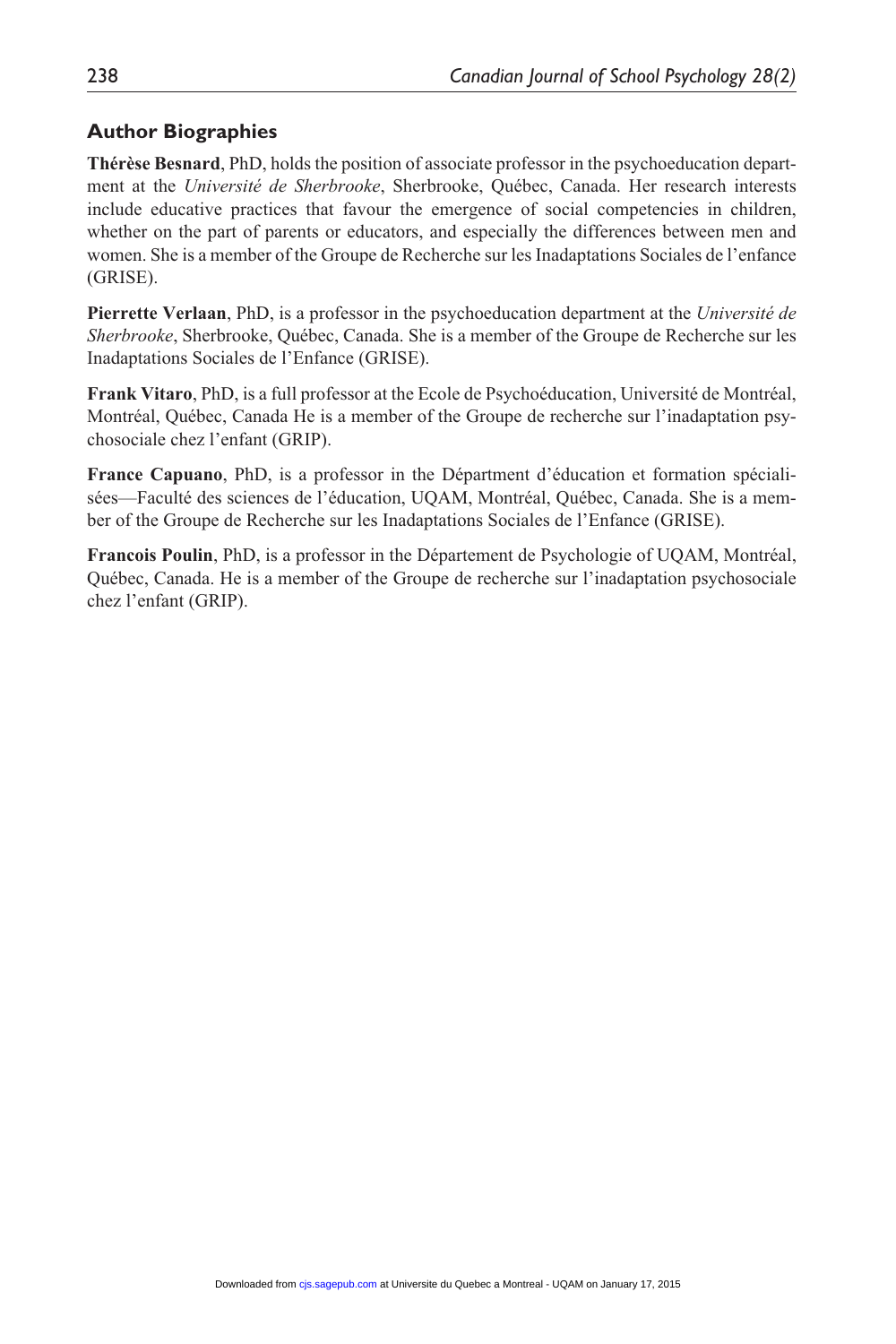## Author Biographies

**Thérèse Besnard**, PhD, holds the position of associate professor in the psychoeducation department at the *Université de Sherbrooke*, Sherbrooke, Québec, Canada. Her research interests include educative practices that favour the emergence of social competencies in children, whether on the part of parents or educators, and especially the differences between men and women. She is a member of the Groupe de Recherche sur les Inadaptations Sociales de l'enfance (GRISE).

**Pierrette Verlaan**, PhD, is a professor in the psychoeducation department at the *Université de Sherbrooke*, Sherbrooke, Québec, Canada. She is a member of the Groupe de Recherche sur les Inadaptations Sociales de l'Enfance (GRISE).

**Frank Vitaro**, PhD, is a full professor at the Ecole de Psychoéducation, Université de Montréal, Montréal, Québec, Canada He is a member of the Groupe de recherche sur l'inadaptation psychosociale chez l'enfant (GRIP).

**France Capuano**, PhD, is a professor in the Départment d'éducation et formation spécialisées—Faculté des sciences de l'éducation, UQAM, Montréal, Québec, Canada. She is a member of the Groupe de Recherche sur les Inadaptations Sociales de l'Enfance (GRISE).

**Francois Poulin**, PhD, is a professor in the Département de Psychologie of UQAM, Montréal, Québec, Canada. He is a member of the Groupe de recherche sur l'inadaptation psychosociale chez l'enfant (GRIP).